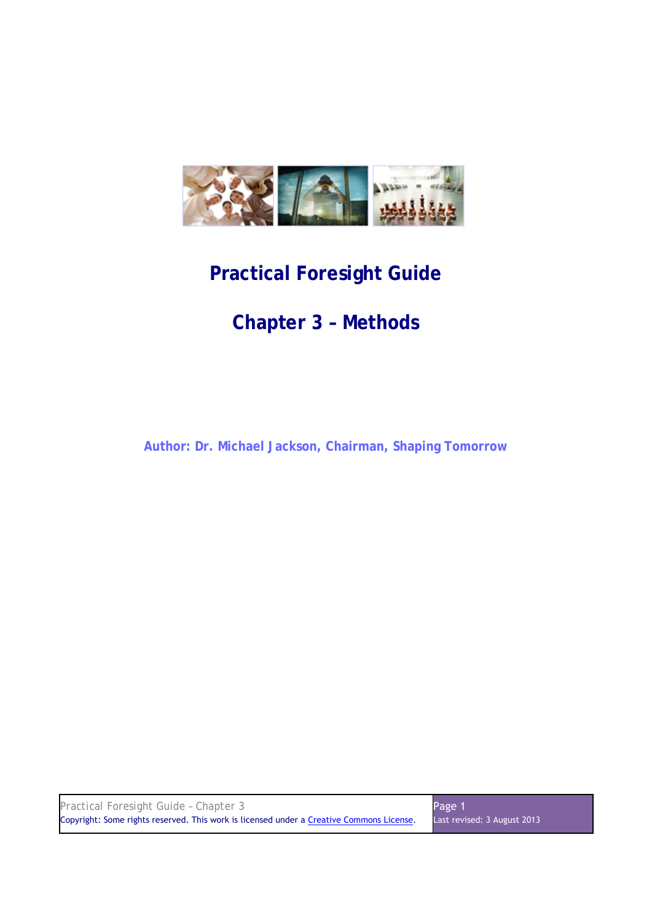# Practical Foresight Guide

## Chapter 3 – Methods

**Author: Dr. Michael Jackson, Chairman, Shaping Tomorrow**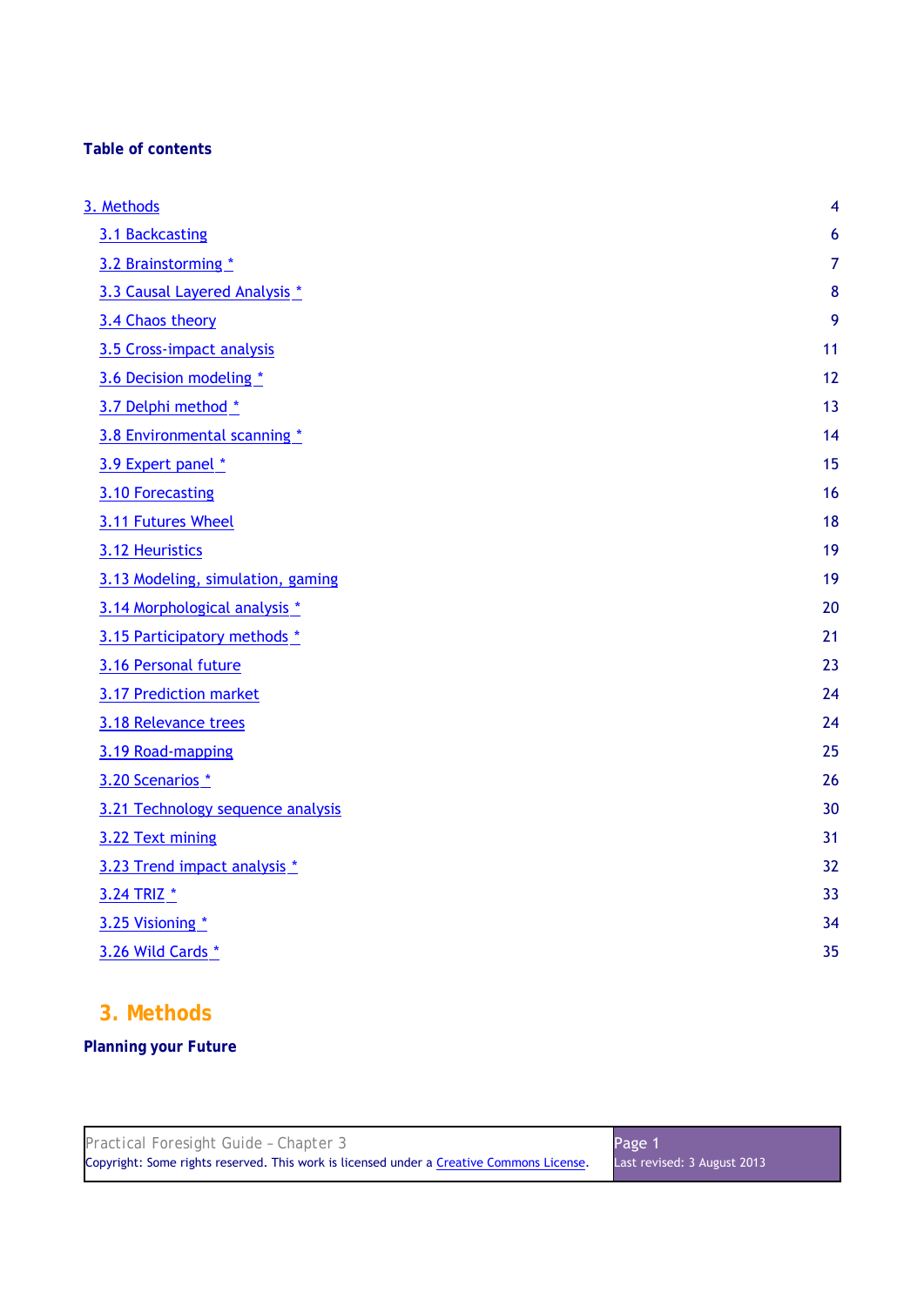**Table of contents**

| | |
|---|---|
| 3. Methods | 4 |
| 3.1 Backcasting | 6 |
| 3.2 Brainstorming * | 7 |
| 3.3 Causal Layered Analysis * | 8 |
| 3.4 Chaos theory | 9 |
| 3.5 Cross-impact analysis | 11 |
| 3.6 Decision modeling * | 12 |
| 3.7 Delphi method * | 13 |
| 3.8 Environmental scanning * | 14 |
| 3.9 Expert panel * | 15 |
| 3.10 Forecasting | 16 |
| 3.11 Futures Wheel | 18 |
| 3.12 Heuristics | 19 |
| 3.13 Modeling, simulation, gaming | 19 |
| 3.14 Morphological analysis * | 20 |
| 3.15 Participatory methods * | 21 |
| 3.16 Personal future | 23 |
| 3.17 Prediction market | 24 |
| 3.18 Relevance trees | 24 |
| 3.19 Road-mapping | 25 |
| 3.20 Scenarios * | 26 |
| 3.21 Technology sequence analysis | 30 |
| 3.22 Text mining | 31 |
| 3.23 Trend impact analysis * | 32 |
| 3.24 TRIZ * | 33 |
| 3.25 Visioning * | 34 |
| 3.26 Wild Cards * | 35 |

# 3. Methods

**Planning your Future**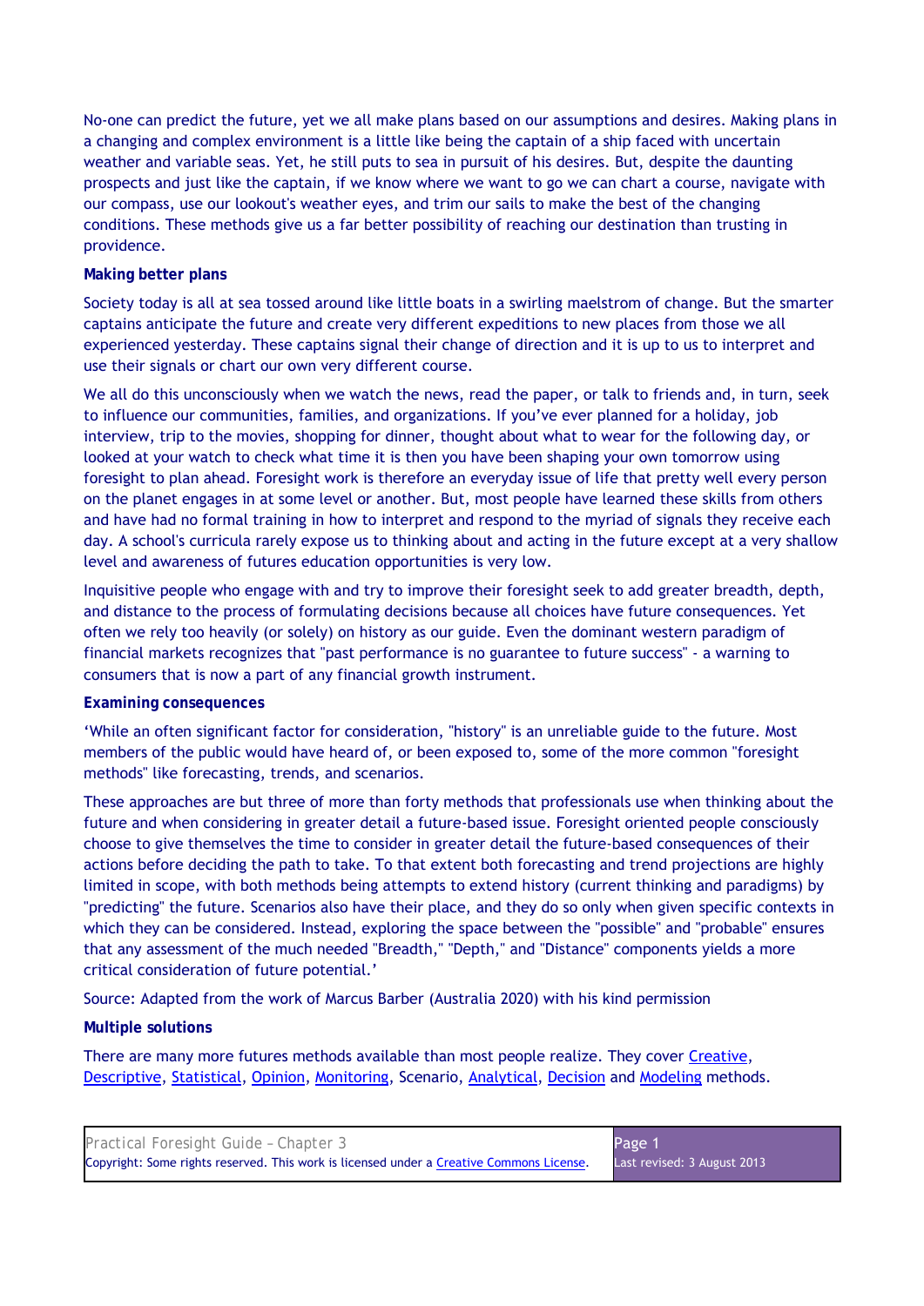No-one can predict the future, yet we all make plans based on our assumptions and desires. Making plans in a changing and complex environment is a little like being the captain of a ship faced with uncertain weather and variable seas. Yet, he still puts to sea in pursuit of his desires. But, despite the daunting prospects and just like the captain, if we know where we want to go we can chart a course, navigate with our compass, use our lookout's weather eyes, and trim our sails to make the best of the changing conditions. These methods give us a far better possibility of reaching our destination than trusting in providence.

**Making better plans**

Society today is all at sea tossed around like little boats in a swirling maelstrom of change. But the smarter captains anticipate the future and create very different expeditions to new places from those we all experienced yesterday. These captains signal their change of direction and it is up to us to interpret and use their signals or chart our own very different course.

We all do this unconsciously when we watch the news, read the paper, or talk to friends and, in turn, seek to influence our communities, families, and organizations. If you've ever planned for a holiday, job interview, trip to the movies, shopping for dinner, thought about what to wear for the following day, or looked at your watch to check what time it is then you have been shaping your own tomorrow using foresight to plan ahead. Foresight work is therefore an everyday issue of life that pretty well every person on the planet engages in at some level or another. But, most people have learned these skills from others and have had no formal training in how to interpret and respond to the myriad of signals they receive each day. A school's curricula rarely expose us to thinking about and acting in the future except at a very shallow level and awareness of futures education opportunities is very low.

Inquisitive people who engage with and try to improve their foresight seek to add greater breadth, depth, and distance to the process of formulating decisions because all choices have future consequences. Yet often we rely too heavily (or solely) on history as our guide. Even the dominant western paradigm of financial markets recognizes that "past performance is no guarantee to future success" - a warning to consumers that is now a part of any financial growth instrument.

**Examining consequences**

'While an often significant factor for consideration, "history" is an unreliable guide to the future. Most members of the public would have heard of, or been exposed to, some of the more common "foresight methods" like forecasting, trends, and scenarios.

These approaches are but three of more than forty methods that professionals use when thinking about the future and when considering in greater detail a future-based issue. Foresight oriented people consciously choose to give themselves the time to consider in greater detail the future-based consequences of their actions before deciding the path to take. To that extent both forecasting and trend projections are highly limited in scope, with both methods being attempts to extend history (current thinking and paradigms) by "predicting" the future. Scenarios also have their place, and they do so only when given specific contexts in which they can be considered. Instead, exploring the space between the "possible" and "probable" ensures that any assessment of the much needed "Breadth," "Depth," and "Distance" components yields a more critical consideration of future potential.'

Source: Adapted from the work of Marcus Barber (Australia 2020) with his kind permission

**Multiple solutions**

There are many more futures methods available than most people realize. They cover Creative, Descriptive, Statistical, Opinion, Monitoring, Scenario, Analytical, Decision and Modeling methods.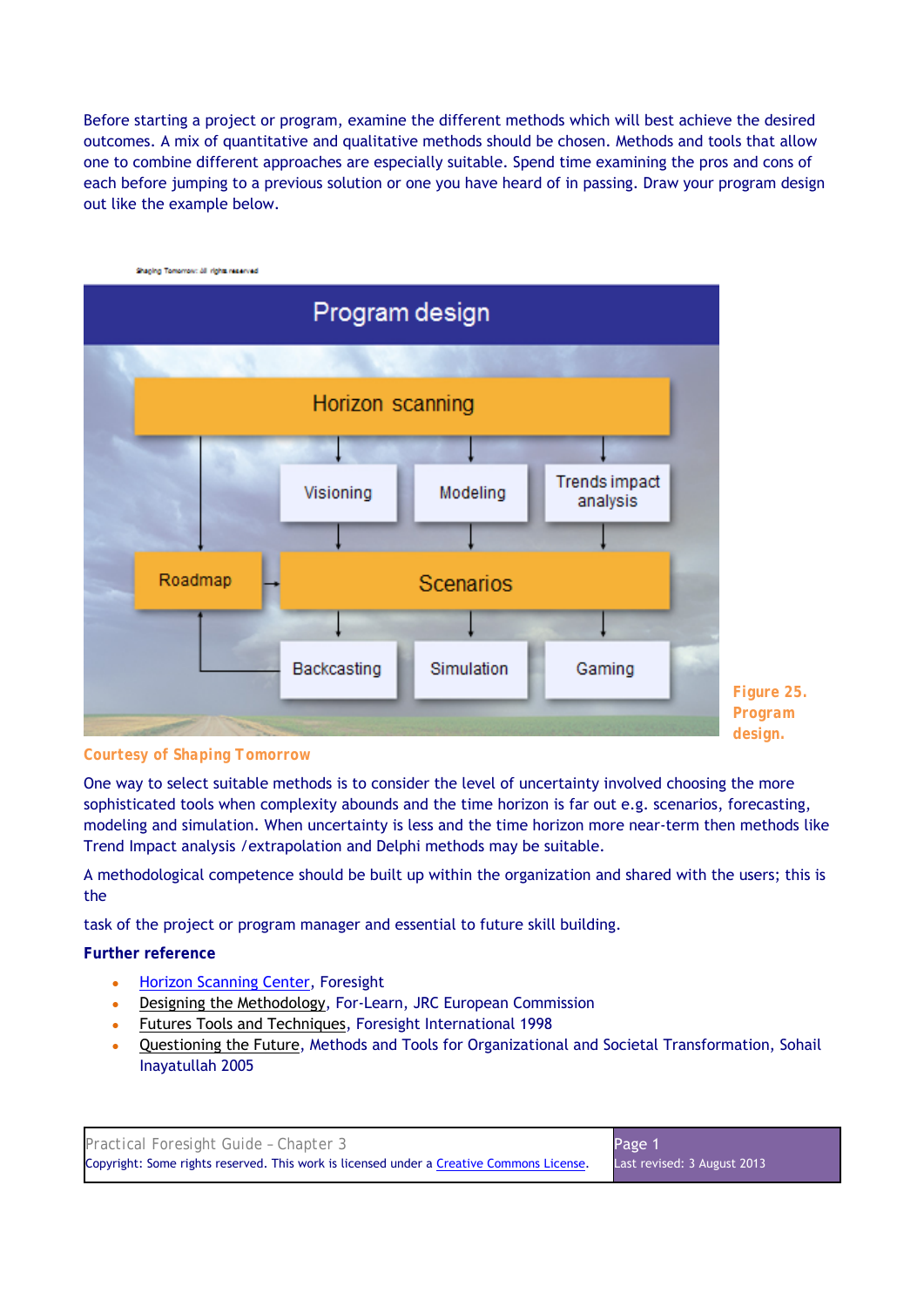Before starting a project or program, examine the different methods which will best achieve the desired outcomes. A mix of quantitative and qualitative methods should be chosen. Methods and tools that allow one to combine different approaches are especially suitable. Spend time examining the pros and cons of each before jumping to a previous solution or one you have heard of in passing. Draw your program design out like the example below.

Figure 25. Program design.

Courtesy of Shaping Tomorrow

One way to select suitable methods is to consider the level of uncertainty involved choosing the more sophisticated tools when complexity abounds and the time horizon is far out e.g. scenarios, forecasting, modeling and simulation. When uncertainty is less and the time horizon more near-term then methods like Trend Impact analysis /extrapolation and Delphi methods may be suitable.

A methodological competence should be built up within the organization and shared with the users; this is the

task of the project or program manager and essential to future skill building.

**Further reference**

- Horizon Scanning Center, Foresight
- Designing the Methodology, For-Learn, JRC European Commission
- Futures Tools and Techniques, Foresight International 1998
- Questioning the Future, Methods and Tools for Organizational and Societal Transformation, Sohail Inayatullah 2005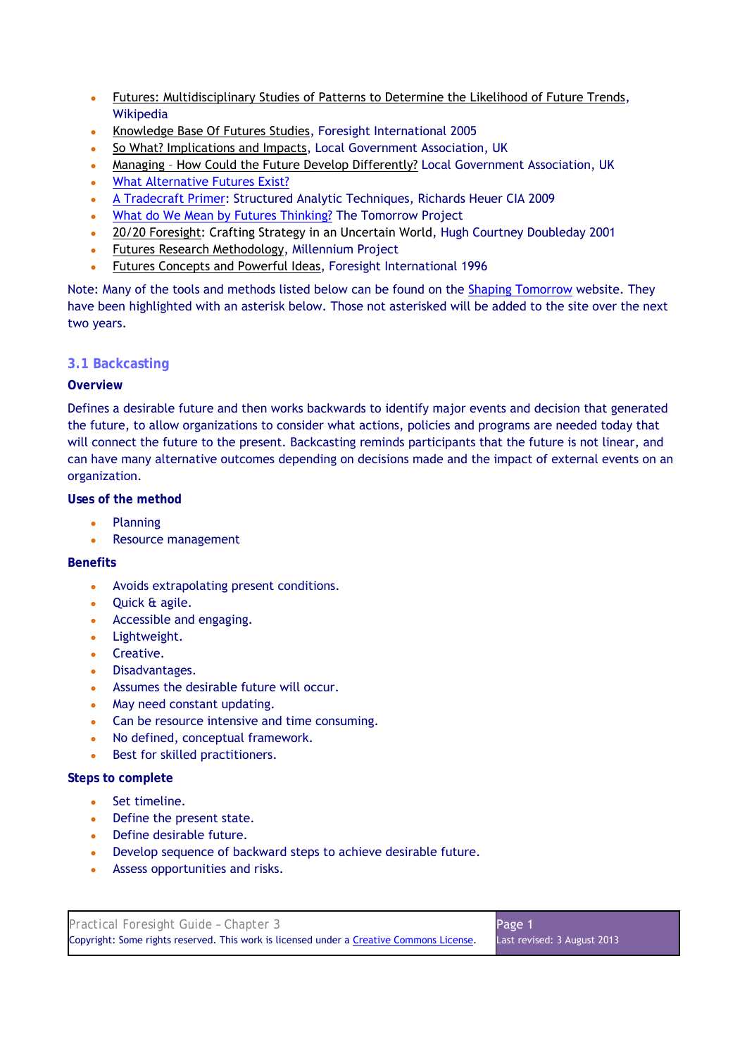- Futures: Multidisciplinary Studies of Patterns to Determine the Likelihood of Future Trends, Wikipedia
- Knowledge Base Of Futures Studies, Foresight International 2005
- So What? Implications and Impacts, Local Government Association, UK
- Managing – How Could the Future Develop Differently? Local Government Association, UK
- What Alternative Futures Exist?
- A Tradecraft Primer: Structured Analytic Techniques, Richards Heuer CIA 2009
- What do We Mean by Futures Thinking? The Tomorrow Project
- 20/20 Foresight: Crafting Strategy in an Uncertain World, Hugh Courtney Doubleday 2001
- Futures Research Methodology, Millennium Project
- Futures Concepts and Powerful Ideas, Foresight International 1996

Note: Many of the tools and methods listed below can be found on the Shaping Tomorrow website. They have been highlighted with an asterisk below. Those not asterisked will be added to the site over the next two years.

## 3.1 Backcasting

**Overview**

Defines a desirable future and then works backwards to identify major events and decision that generated the future, to allow organizations to consider what actions, policies and programs are needed today that will connect the future to the present. Backcasting reminds participants that the future is not linear, and can have many alternative outcomes depending on decisions made and the impact of external events on an organization.

**Uses of the method**

- Planning
- Resource management

**Benefits**

- Avoids extrapolating present conditions.
- Quick & agile.
- Accessible and engaging.
- Lightweight.
- Creative.
- Disadvantages.
- Assumes the desirable future will occur.
- May need constant updating.
- Can be resource intensive and time consuming.
- No defined, conceptual framework.
- Best for skilled practitioners.

**Steps to complete**

- Set timeline.
- Define the present state.
- Define desirable future.
- Develop sequence of backward steps to achieve desirable future.
- Assess opportunities and risks.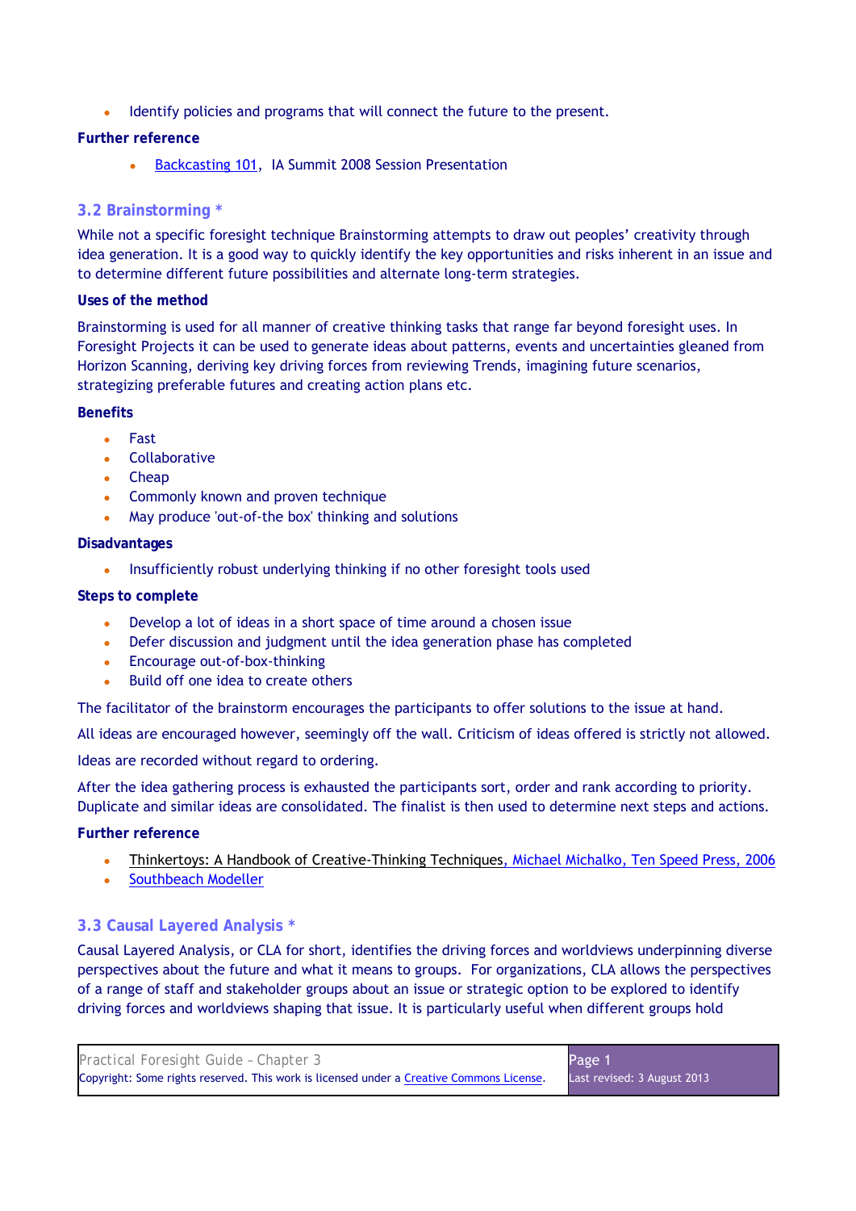- Identify policies and programs that will connect the future to the present.

**Further reference**

- Backcasting 101, IA Summit 2008 Session Presentation

## 3.2 Brainstorming *

While not a specific foresight technique Brainstorming attempts to draw out peoples' creativity through idea generation. It is a good way to quickly identify the key opportunities and risks inherent in an issue and to determine different future possibilities and alternate long-term strategies.

**Uses of the method**

Brainstorming is used for all manner of creative thinking tasks that range far beyond foresight uses. In Foresight Projects it can be used to generate ideas about patterns, events and uncertainties gleaned from Horizon Scanning, deriving key driving forces from reviewing Trends, imagining future scenarios, strategizing preferable futures and creating action plans etc.

**Benefits**

- Fast
- Collaborative
- Cheap
- Commonly known and proven technique
- May produce 'out-of-the box' thinking and solutions

**Disadvantages**

- Insufficiently robust underlying thinking if no other foresight tools used

**Steps to complete**

- Develop a lot of ideas in a short space of time around a chosen issue
- Defer discussion and judgment until the idea generation phase has completed
- Encourage out-of-box-thinking
- Build off one idea to create others

The facilitator of the brainstorm encourages the participants to offer solutions to the issue at hand.

All ideas are encouraged however, seemingly off the wall. Criticism of ideas offered is strictly not allowed.

Ideas are recorded without regard to ordering.

After the idea gathering process is exhausted the participants sort, order and rank according to priority. Duplicate and similar ideas are consolidated. The finalist is then used to determine next steps and actions.

**Further reference**

- Thinkertoys: A Handbook of Creative-Thinking Techniques, Michael Michalko, Ten Speed Press, 2006
- Southbeach Modeller

## 3.3 Causal Layered Analysis *

Causal Layered Analysis, or CLA for short, identifies the driving forces and worldviews underpinning diverse perspectives about the future and what it means to groups. For organizations, CLA allows the perspectives of a range of staff and stakeholder groups about an issue or strategic option to be explored to identify driving forces and worldviews shaping that issue. It is particularly useful when different groups hold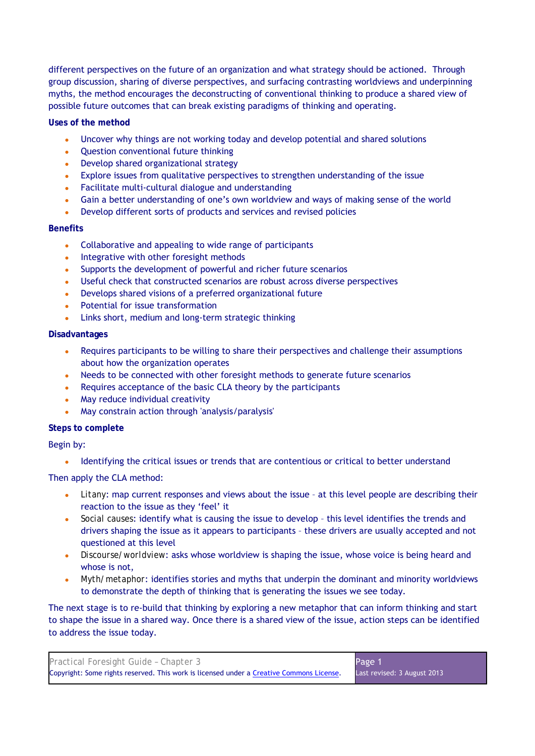different perspectives on the future of an organization and what strategy should be actioned. Through group discussion, sharing of diverse perspectives, and surfacing contrasting worldviews and underpinning myths, the method encourages the deconstructing of conventional thinking to produce a shared view of possible future outcomes that can break existing paradigms of thinking and operating.

**Uses of the method**

- Uncover why things are not working today and develop potential and shared solutions
- Question conventional future thinking
- Develop shared organizational strategy
- Explore issues from qualitative perspectives to strengthen understanding of the issue
- Facilitate multi-cultural dialogue and understanding
- Gain a better understanding of one's own worldview and ways of making sense of the world
- Develop different sorts of products and services and revised policies

**Benefits**

- Collaborative and appealing to wide range of participants
- Integrative with other foresight methods
- Supports the development of powerful and richer future scenarios
- Useful check that constructed scenarios are robust across diverse perspectives
- Develops shared visions of a preferred organizational future
- Potential for issue transformation
- Links short, medium and long-term strategic thinking

**Disadvantages**

- Requires participants to be willing to share their perspectives and challenge their assumptions about how the organization operates
- Needs to be connected with other foresight methods to generate future scenarios
- Requires acceptance of the basic CLA theory by the participants
- May reduce individual creativity
- May constrain action through 'analysis/paralysis'

**Steps to complete**

Begin by:

- Identifying the critical issues or trends that are contentious or critical to better understand

Then apply the CLA method:

- Litany: map current responses and views about the issue – at this level people are describing their reaction to the issue as they 'feel' it
- Social causes: identify what is causing the issue to develop – this level identifies the trends and drivers shaping the issue as it appears to participants – these drivers are usually accepted and not questioned at this level
- Discourse/worldview: asks whose worldview is shaping the issue, whose voice is being heard and whose is not,
- Myth/metaphor: identifies stories and myths that underpin the dominant and minority worldviews to demonstrate the depth of thinking that is generating the issues we see today.

The next stage is to re-build that thinking by exploring a new metaphor that can inform thinking and start to shape the issue in a shared way. Once there is a shared view of the issue, action steps can be identified to address the issue today.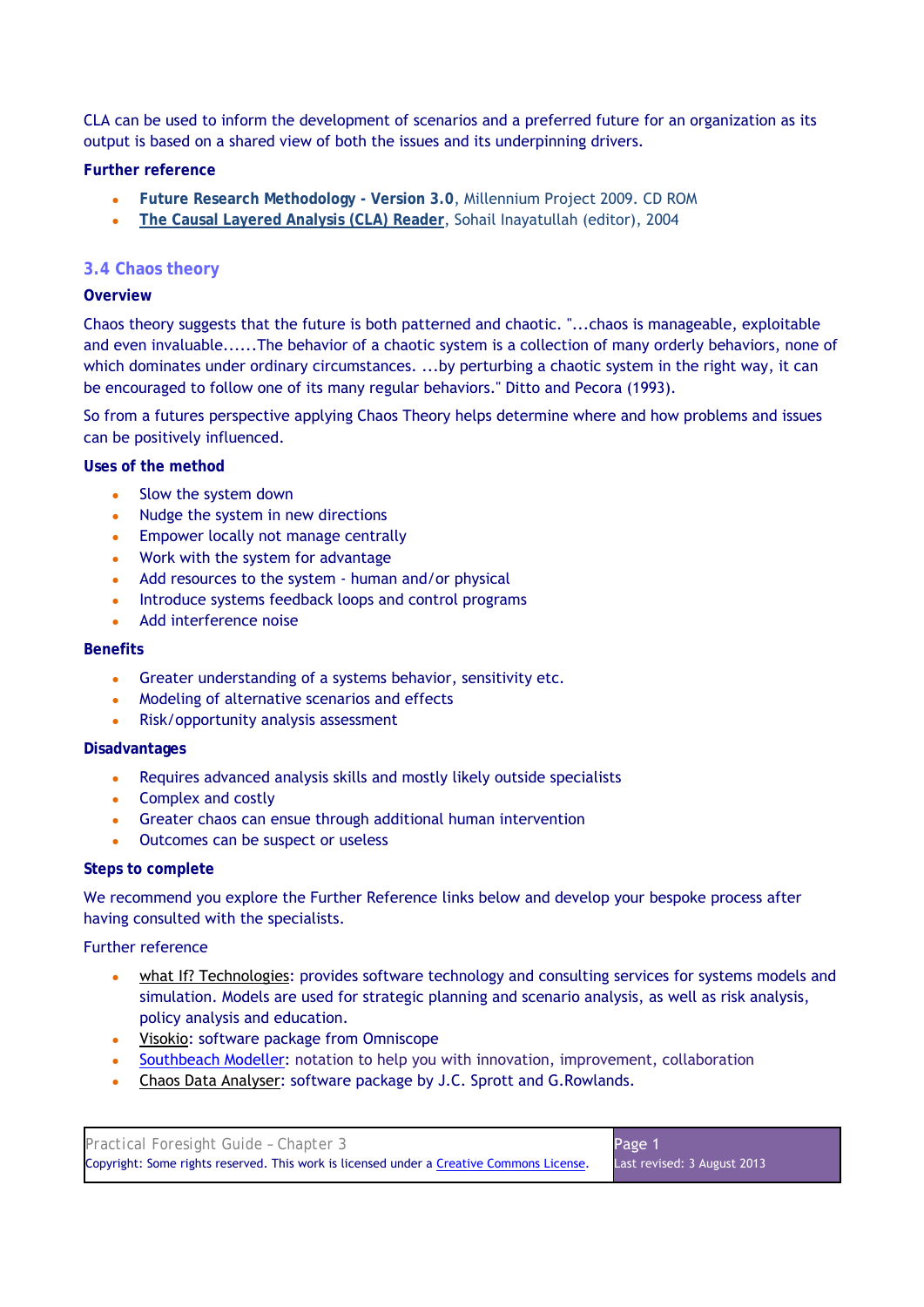CLA can be used to inform the development of scenarios and a preferred future for an organization as its output is based on a shared view of both the issues and its underpinning drivers.

**Further reference**

- **Future Research Methodology - Version 3.0**, Millennium Project 2009. CD ROM
- **The Causal Layered Analysis (CLA) Reader**, Sohail Inayatullah (editor), 2004

## 3.4 Chaos theory

**Overview**

Chaos theory suggests that the future is both patterned and chaotic. "...chaos is manageable, exploitable and even invaluable......The behavior of a chaotic system is a collection of many orderly behaviors, none of which dominates under ordinary circumstances. ...by perturbing a chaotic system in the right way, it can be encouraged to follow one of its many regular behaviors." Ditto and Pecora (1993).

So from a futures perspective applying Chaos Theory helps determine where and how problems and issues can be positively influenced.

**Uses of the method**

- Slow the system down
- Nudge the system in new directions
- Empower locally not manage centrally
- Work with the system for advantage
- Add resources to the system - human and/or physical
- Introduce systems feedback loops and control programs
- Add interference noise

**Benefits**

- Greater understanding of a systems behavior, sensitivity etc.
- Modeling of alternative scenarios and effects
- Risk/opportunity analysis assessment

**Disadvantages**

- Requires advanced analysis skills and mostly likely outside specialists
- Complex and costly
- Greater chaos can ensue through additional human intervention
- Outcomes can be suspect or useless

**Steps to complete**

We recommend you explore the Further Reference links below and develop your bespoke process after having consulted with the specialists.

Further reference

- what If? Technologies: provides software technology and consulting services for systems models and simulation. Models are used for strategic planning and scenario analysis, as well as risk analysis, policy analysis and education.
- Visokio: software package from Omniscope
- Southbeach Modeller: notation to help you with innovation, improvement, collaboration
- Chaos Data Analyser: software package by J.C. Sprott and G.Rowlands.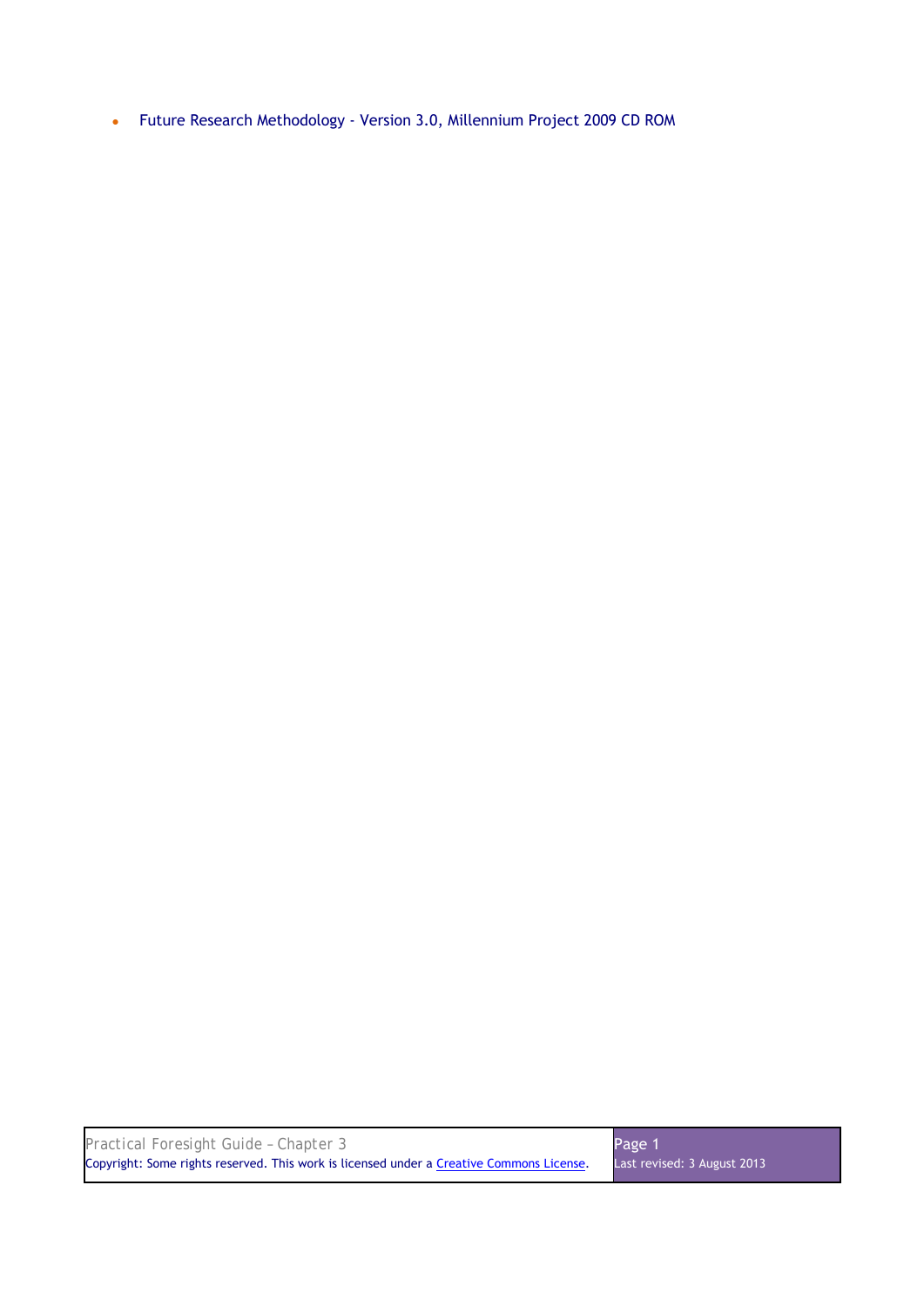- Future Research Methodology - Version 3.0, Millennium Project 2009 CD ROM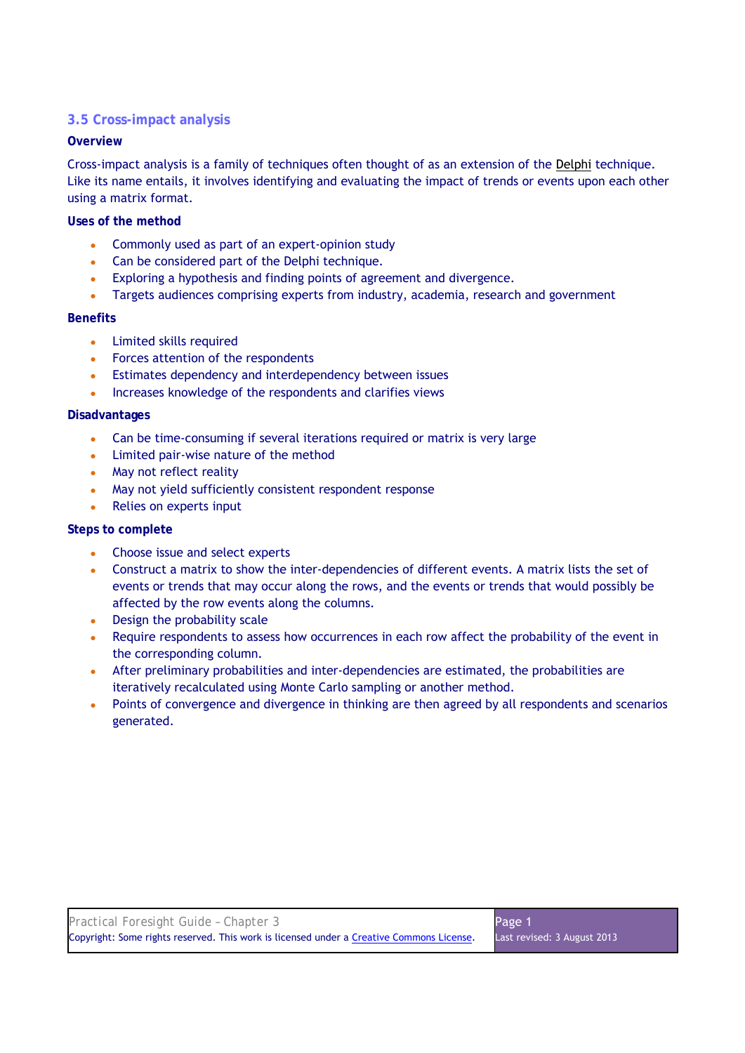## 3.5 Cross-impact analysis

### Overview

Cross-impact analysis is a family of techniques often thought of as an extension of the Delphi technique. Like its name entails, it involves identifying and evaluating the impact of trends or events upon each other using a matrix format.

### Uses of the method

- Commonly used as part of an expert-opinion study
- Can be considered part of the Delphi technique.
- Exploring a hypothesis and finding points of agreement and divergence.
- Targets audiences comprising experts from industry, academia, research and government

### Benefits

- Limited skills required
- Forces attention of the respondents
- Estimates dependency and interdependency between issues
- Increases knowledge of the respondents and clarifies views

### Disadvantages

- Can be time-consuming if several iterations required or matrix is very large
- Limited pair-wise nature of the method
- May not reflect reality
- May not yield sufficiently consistent respondent response
- Relies on experts input

### Steps to complete

- Choose issue and select experts
- Construct a matrix to show the inter-dependencies of different events. A matrix lists the set of events or trends that may occur along the rows, and the events or trends that would possibly be affected by the row events along the columns.
- Design the probability scale
- Require respondents to assess how occurrences in each row affect the probability of the event in the corresponding column.
- After preliminary probabilities and inter-dependencies are estimated, the probabilities are iteratively recalculated using Monte Carlo sampling or another method.
- Points of convergence and divergence in thinking are then agreed by all respondents and scenarios generated.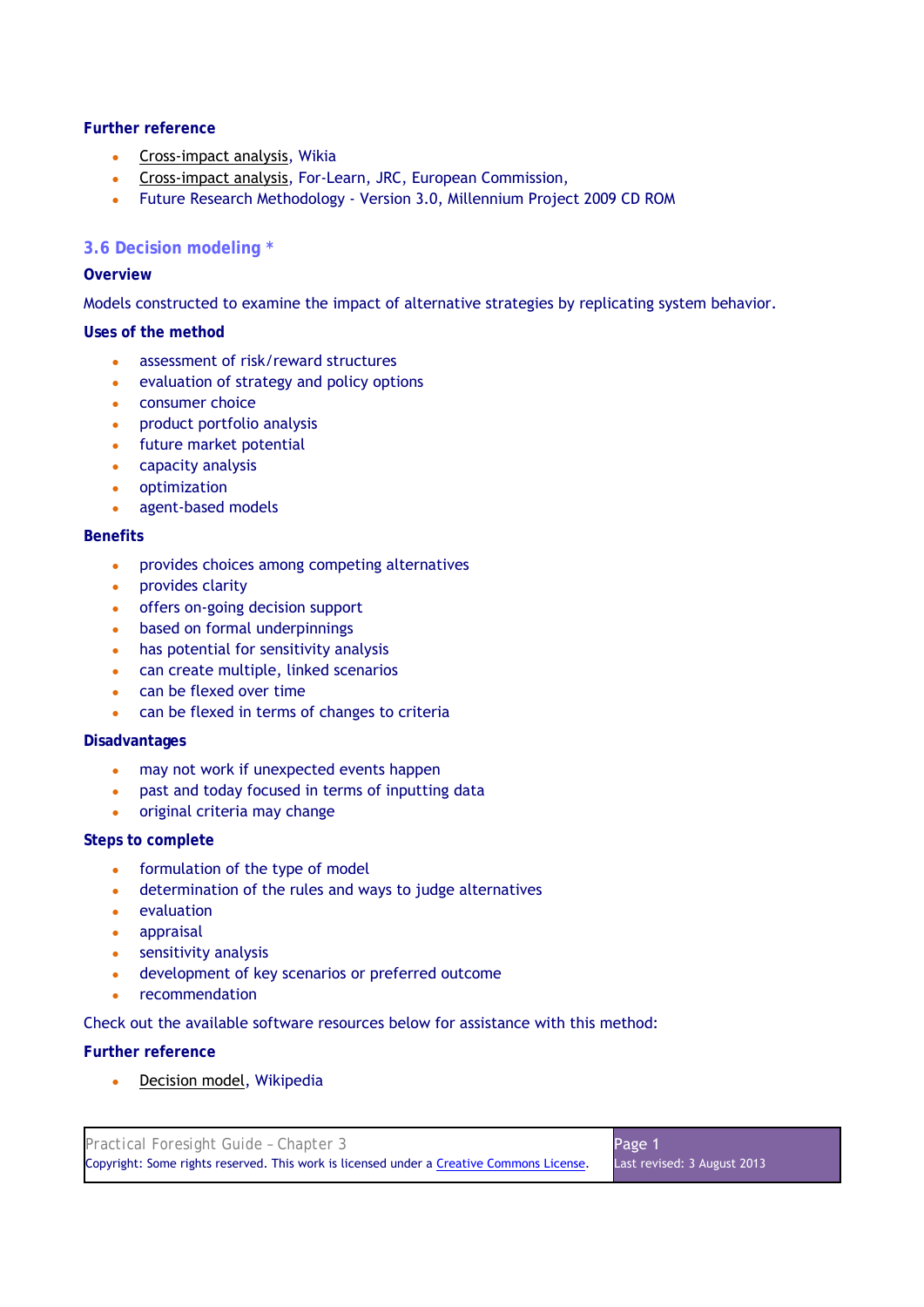**Further reference**

- Cross-impact analysis, Wikia
- Cross-impact analysis, For-Learn, JRC, European Commission,
- Future Research Methodology - Version 3.0, Millennium Project 2009 CD ROM

## 3.6 Decision modeling *

**Overview**

Models constructed to examine the impact of alternative strategies by replicating system behavior.

**Uses of the method**

- assessment of risk/reward structures
- evaluation of strategy and policy options
- consumer choice
- product portfolio analysis
- future market potential
- capacity analysis
- optimization
- agent-based models

**Benefits**

- provides choices among competing alternatives
- provides clarity
- offers on-going decision support
- based on formal underpinnings
- has potential for sensitivity analysis
- can create multiple, linked scenarios
- can be flexed over time
- can be flexed in terms of changes to criteria

**Disadvantages**

- may not work if unexpected events happen
- past and today focused in terms of inputting data
- original criteria may change

**Steps to complete**

- formulation of the type of model
- determination of the rules and ways to judge alternatives
- evaluation
- appraisal
- sensitivity analysis
- development of key scenarios or preferred outcome
- recommendation

Check out the available software resources below for assistance with this method:

**Further reference**

- Decision model, Wikipedia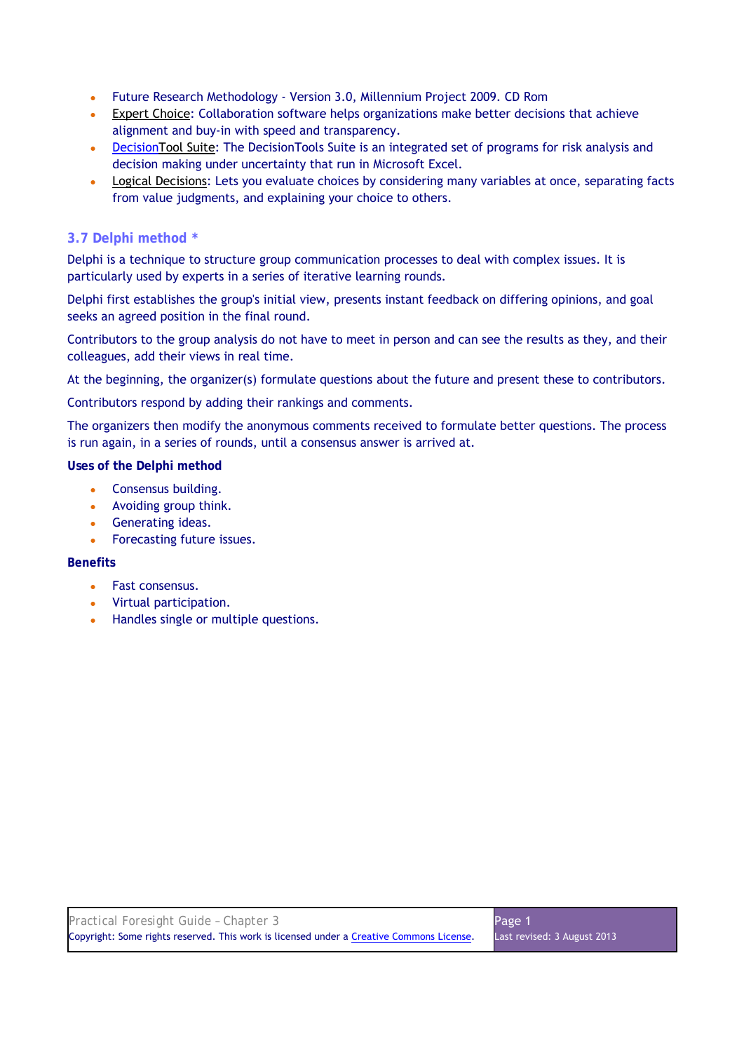- Future Research Methodology - Version 3.0, Millennium Project 2009. CD Rom
- Expert Choice: Collaboration software helps organizations make better decisions that achieve alignment and buy-in with speed and transparency.
- DecisionTool Suite: The DecisionTools Suite is an integrated set of programs for risk analysis and decision making under uncertainty that run in Microsoft Excel.
- Logical Decisions: Lets you evaluate choices by considering many variables at once, separating facts from value judgments, and explaining your choice to others.

### 3.7 Delphi method *

Delphi is a technique to structure group communication processes to deal with complex issues. It is particularly used by experts in a series of iterative learning rounds.

Delphi first establishes the group's initial view, presents instant feedback on differing opinions, and goal seeks an agreed position in the final round.

Contributors to the group analysis do not have to meet in person and can see the results as they, and their colleagues, add their views in real time.

At the beginning, the organizer(s) formulate questions about the future and present these to contributors.

Contributors respond by adding their rankings and comments.

The organizers then modify the anonymous comments received to formulate better questions. The process is run again, in a series of rounds, until a consensus answer is arrived at.

**Uses of the Delphi method**

- Consensus building.
- Avoiding group think.
- Generating ideas.
- Forecasting future issues.

**Benefits**

- Fast consensus.
- Virtual participation.
- Handles single or multiple questions.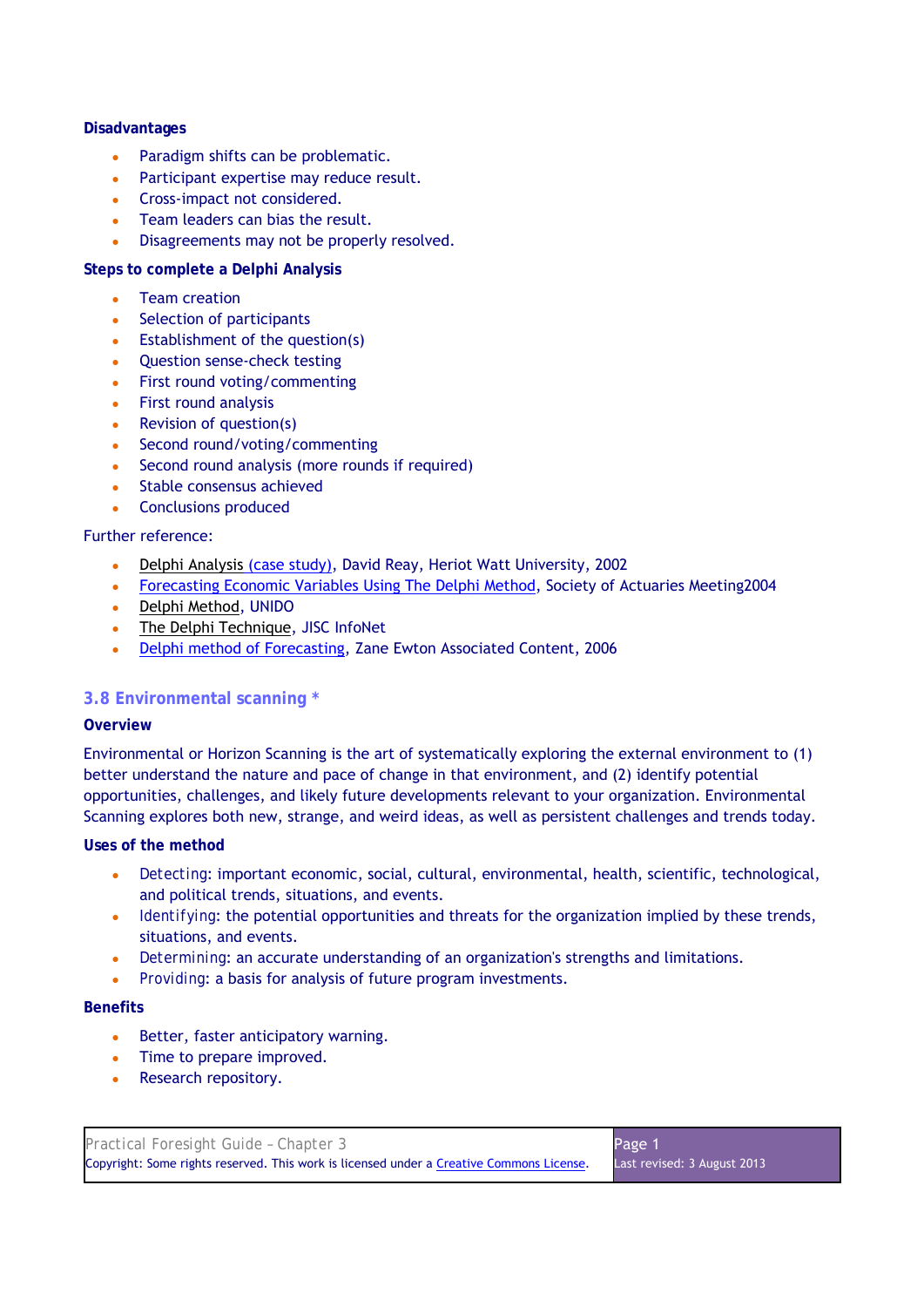**Disadvantages**

- Paradigm shifts can be problematic.
- Participant expertise may reduce result.
- Cross-impact not considered.
- Team leaders can bias the result.
- Disagreements may not be properly resolved.

**Steps to complete a Delphi Analysis**

- Team creation
- Selection of participants
- Establishment of the question(s)
- Question sense-check testing
- First round voting/commenting
- First round analysis
- Revision of question(s)
- Second round/voting/commenting
- Second round analysis (more rounds if required)
- Stable consensus achieved
- Conclusions produced

Further reference:

- Delphi Analysis (case study), David Reay, Heriot Watt University, 2002
- Forecasting Economic Variables Using The Delphi Method, Society of Actuaries Meeting2004
- Delphi Method, UNIDO
- The Delphi Technique, JISC InfoNet
- Delphi method of Forecasting, Zane Ewton Associated Content, 2006

### 3.8 Environmental scanning *

**Overview**

Environmental or Horizon Scanning is the art of systematically exploring the external environment to (1) better understand the nature and pace of change in that environment, and (2) identify potential opportunities, challenges, and likely future developments relevant to your organization. Environmental Scanning explores both new, strange, and weird ideas, as well as persistent challenges and trends today.

**Uses of the method**

- Detecting: important economic, social, cultural, environmental, health, scientific, technological, and political trends, situations, and events.
- Identifying: the potential opportunities and threats for the organization implied by these trends, situations, and events.
- Determining: an accurate understanding of an organization's strengths and limitations.
- Providing: a basis for analysis of future program investments.

**Benefits**

- Better, faster anticipatory warning.
- Time to prepare improved.
- Research repository.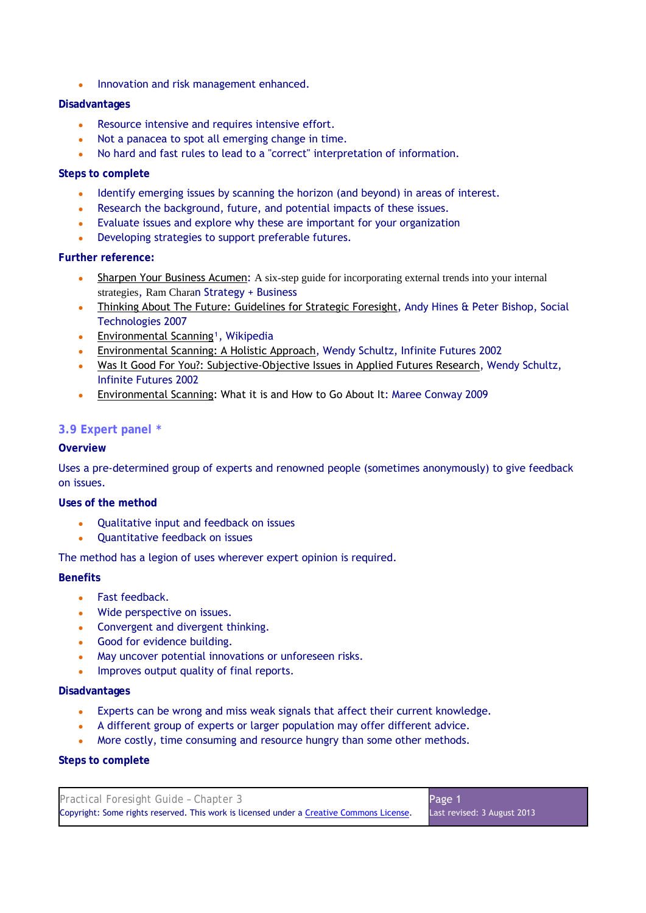- Innovation and risk management enhanced.

**Disadvantages**

- Resource intensive and requires intensive effort.
- Not a panacea to spot all emerging change in time.
- No hard and fast rules to lead to a "correct" interpretation of information.

**Steps to complete**

- Identify emerging issues by scanning the horizon (and beyond) in areas of interest.
- Research the background, future, and potential impacts of these issues.
- Evaluate issues and explore why these are important for your organization
- Developing strategies to support preferable futures.

**Further reference:**

- Sharpen Your Business Acumen: A six-step guide for incorporating external trends into your internal strategies, Ram Charan Strategy + Business
- Thinking About The Future: Guidelines for Strategic Foresight, Andy Hines & Peter Bishop, Social Technologies 2007
- Environmental Scanning[1], Wikipedia
- Environmental Scanning: A Holistic Approach, Wendy Schultz, Infinite Futures 2002
- Was It Good For You?: Subjective-Objective Issues in Applied Futures Research, Wendy Schultz, Infinite Futures 2002
- Environmental Scanning: What it is and How to Go About It: Maree Conway 2009

## 3.9 Expert panel *

**Overview**

Uses a pre-determined group of experts and renowned people (sometimes anonymously) to give feedback on issues.

**Uses of the method**

- Qualitative input and feedback on issues
- Quantitative feedback on issues

The method has a legion of uses wherever expert opinion is required.

**Benefits**

- Fast feedback.
- Wide perspective on issues.
- Convergent and divergent thinking.
- Good for evidence building.
- May uncover potential innovations or unforeseen risks.
- Improves output quality of final reports.

**Disadvantages**

- Experts can be wrong and miss weak signals that affect their current knowledge.
- A different group of experts or larger population may offer different advice.
- More costly, time consuming and resource hungry than some other methods.

**Steps to complete**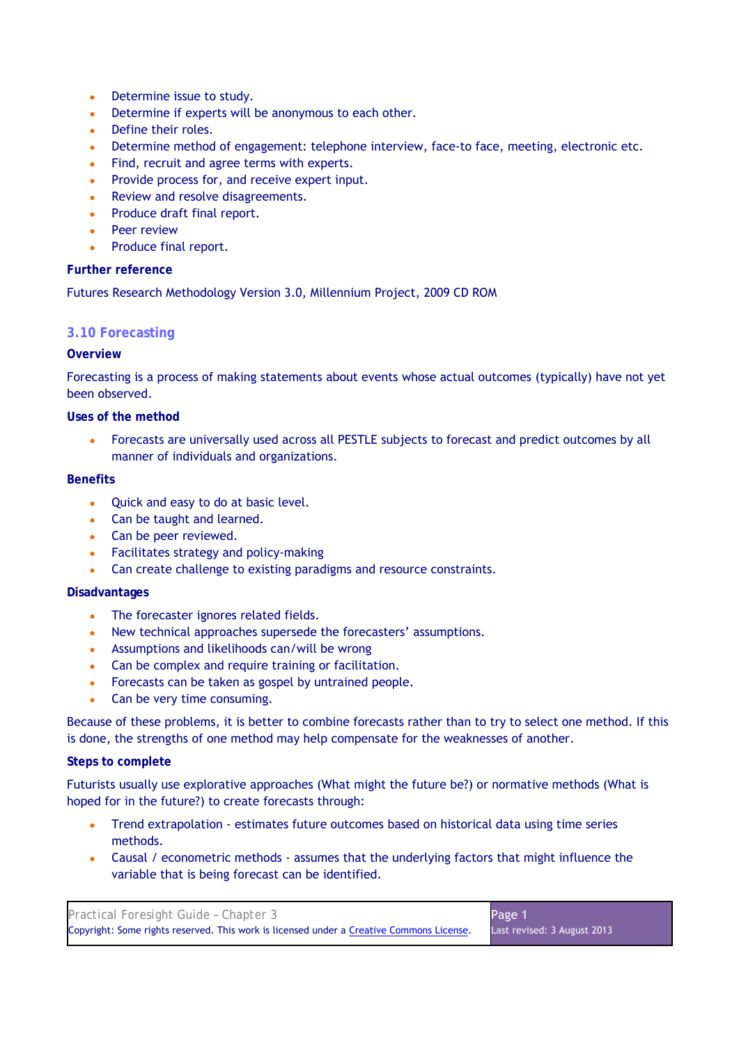- Determine issue to study.
- Determine if experts will be anonymous to each other.
- Define their roles.
- Determine method of engagement: telephone interview, face-to face, meeting, electronic etc.
- Find, recruit and agree terms with experts.
- Provide process for, and receive expert input.
- Review and resolve disagreements.
- Produce draft final report.
- Peer review
- Produce final report.

**Further reference**

Futures Research Methodology Version 3.0, Millennium Project, 2009 CD ROM

## 3.10 Forecasting

**Overview**

Forecasting is a process of making statements about events whose actual outcomes (typically) have not yet been observed.

**Uses of the method**

- Forecasts are universally used across all PESTLE subjects to forecast and predict outcomes by all manner of individuals and organizations.

**Benefits**

- Quick and easy to do at basic level.
- Can be taught and learned.
- Can be peer reviewed.
- Facilitates strategy and policy-making
- Can create challenge to existing paradigms and resource constraints.

**Disadvantages**

- The forecaster ignores related fields.
- New technical approaches supersede the forecasters' assumptions.
- Assumptions and likelihoods can/will be wrong
- Can be complex and require training or facilitation.
- Forecasts can be taken as gospel by untrained people.
- Can be very time consuming.

Because of these problems, it is better to combine forecasts rather than to try to select one method. If this is done, the strengths of one method may help compensate for the weaknesses of another.

**Steps to complete**

Futurists usually use explorative approaches (What might the future be?) or normative methods (What is hoped for in the future?) to create forecasts through:

- Trend extrapolation - estimates future outcomes based on historical data using time series methods.
- Causal / econometric methods - assumes that the underlying factors that might influence the variable that is being forecast can be identified.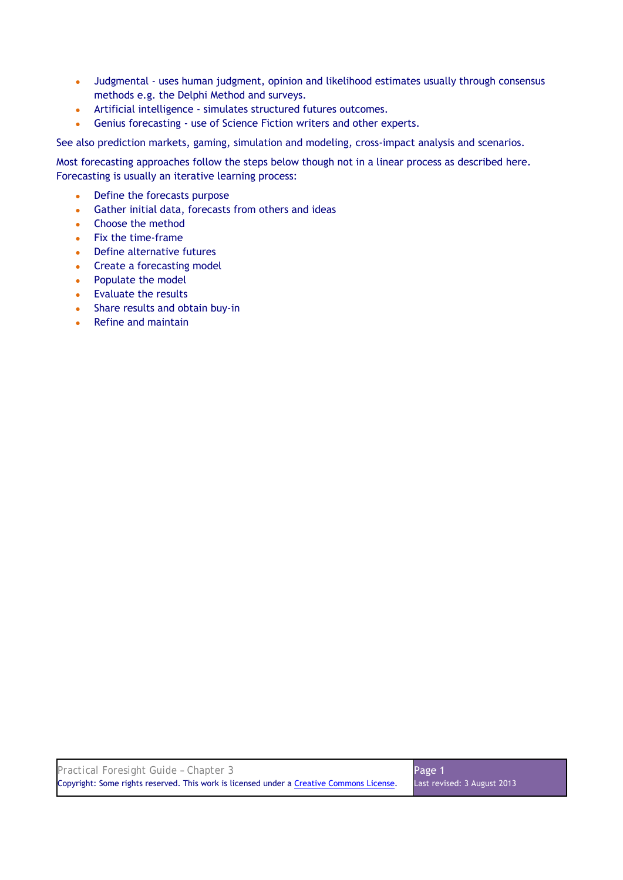- Judgmental - uses human judgment, opinion and likelihood estimates usually through consensus methods e.g. the Delphi Method and surveys.
- Artificial intelligence - simulates structured futures outcomes.
- Genius forecasting - use of Science Fiction writers and other experts.

See also prediction markets, gaming, simulation and modeling, cross-impact analysis and scenarios.

Most forecasting approaches follow the steps below though not in a linear process as described here. Forecasting is usually an iterative learning process:

- Define the forecasts purpose
- Gather initial data, forecasts from others and ideas
- Choose the method
- Fix the time-frame
- Define alternative futures
- Create a forecasting model
- Populate the model
- Evaluate the results
- Share results and obtain buy-in
- Refine and maintain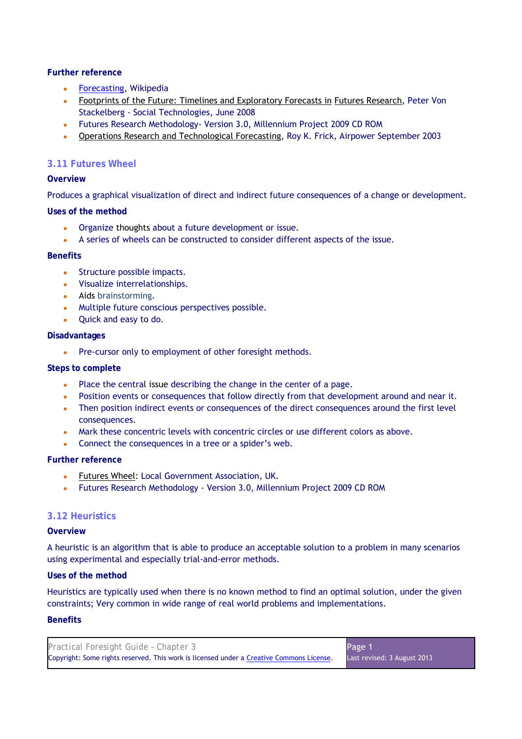**Further reference**

- Forecasting, Wikipedia
- Footprints of the Future: Timelines and Exploratory Forecasts in Futures Research, Peter Von Stackelberg - Social Technologies, June 2008
- Futures Research Methodology- Version 3.0, Millennium Project 2009 CD ROM
- Operations Research and Technological Forecasting, Roy K. Frick, Airpower September 2003

## 3.11 Futures Wheel

**Overview**

Produces a graphical visualization of direct and indirect future consequences of a change or development.

**Uses of the method**

- Organize thoughts about a future development or issue.
- A series of wheels can be constructed to consider different aspects of the issue.

**Benefits**

- Structure possible impacts.
- Visualize interrelationships.
- Aids brainstorming.
- Multiple future conscious perspectives possible.
- Quick and easy to do.

**Disadvantages**

- Pre-cursor only to employment of other foresight methods.

**Steps to complete**

- Place the central issue describing the change in the center of a page.
- Position events or consequences that follow directly from that development around and near it.
- Then position indirect events or consequences of the direct consequences around the first level consequences.
- Mark these concentric levels with concentric circles or use different colors as above.
- Connect the consequences in a tree or a spider's web.

**Further reference**

- Futures Wheel: Local Government Association, UK.
- Futures Research Methodology - Version 3.0, Millennium Project 2009 CD ROM

## 3.12 Heuristics

**Overview**

A heuristic is an algorithm that is able to produce an acceptable solution to a problem in many scenarios using experimental and especially trial-and-error methods.

**Uses of the method**

Heuristics are typically used when there is no known method to find an optimal solution, under the given constraints; Very common in wide range of real world problems and implementations.

**Benefits**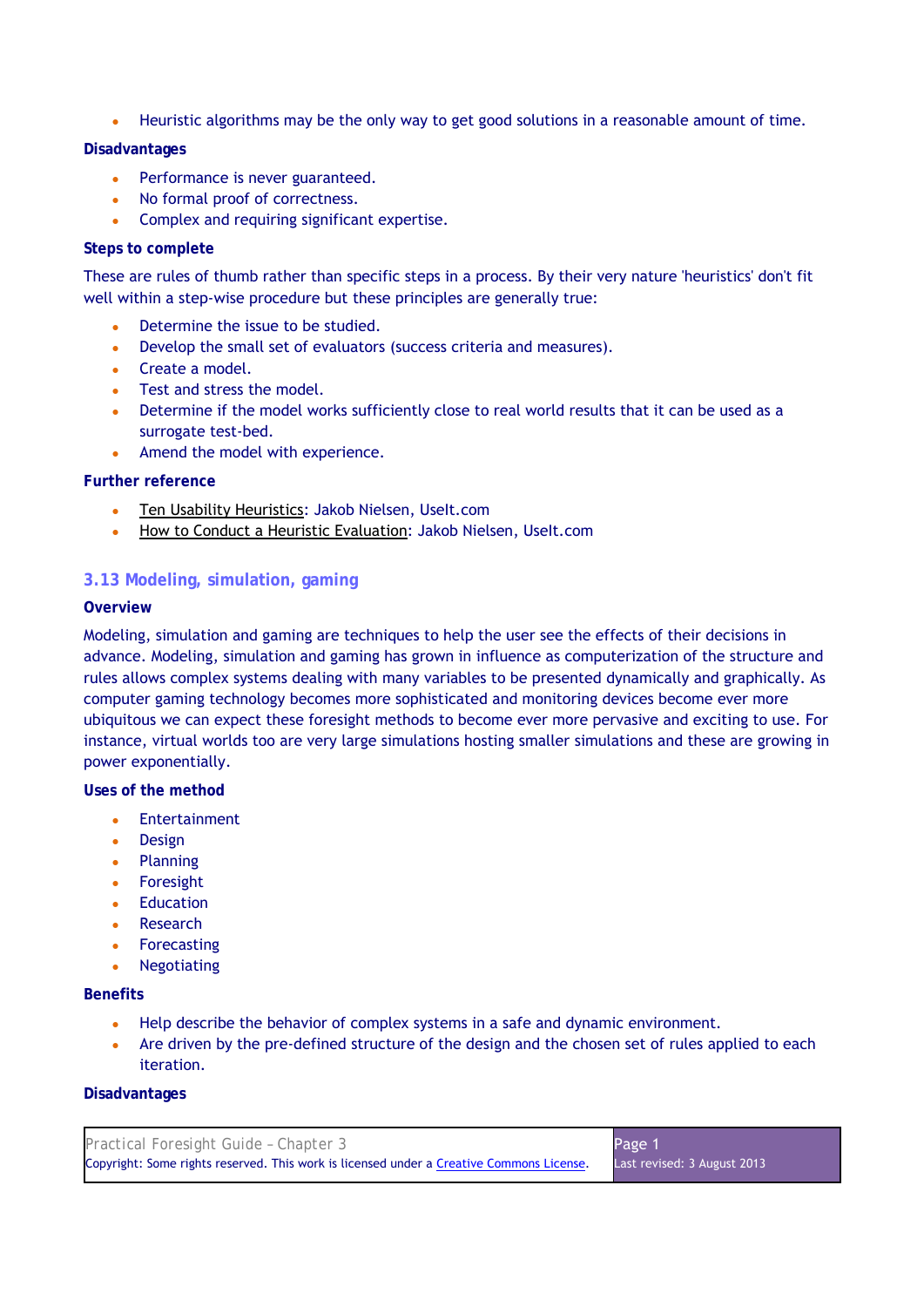- Heuristic algorithms may be the only way to get good solutions in a reasonable amount of time.

**Disadvantages**

- Performance is never guaranteed.
- No formal proof of correctness.
- Complex and requiring significant expertise.

**Steps to complete**

These are rules of thumb rather than specific steps in a process. By their very nature 'heuristics' don't fit well within a step-wise procedure but these principles are generally true:

- Determine the issue to be studied.
- Develop the small set of evaluators (success criteria and measures).
- Create a model.
- Test and stress the model.
- Determine if the model works sufficiently close to real world results that it can be used as a surrogate test-bed.
- Amend the model with experience.

**Further reference**

- Ten Usability Heuristics: Jakob Nielsen, UseIt.com
- How to Conduct a Heuristic Evaluation: Jakob Nielsen, UseIt.com

## 3.13 Modeling, simulation, gaming

**Overview**

Modeling, simulation and gaming are techniques to help the user see the effects of their decisions in advance. Modeling, simulation and gaming has grown in influence as computerization of the structure and rules allows complex systems dealing with many variables to be presented dynamically and graphically. As computer gaming technology becomes more sophisticated and monitoring devices become ever more ubiquitous we can expect these foresight methods to become ever more pervasive and exciting to use. For instance, virtual worlds too are very large simulations hosting smaller simulations and these are growing in power exponentially.

**Uses of the method**

- Entertainment
- Design
- Planning
- Foresight
- Education
- Research
- Forecasting
- Negotiating

**Benefits**

- Help describe the behavior of complex systems in a safe and dynamic environment.
- Are driven by the pre-defined structure of the design and the chosen set of rules applied to each iteration.

**Disadvantages**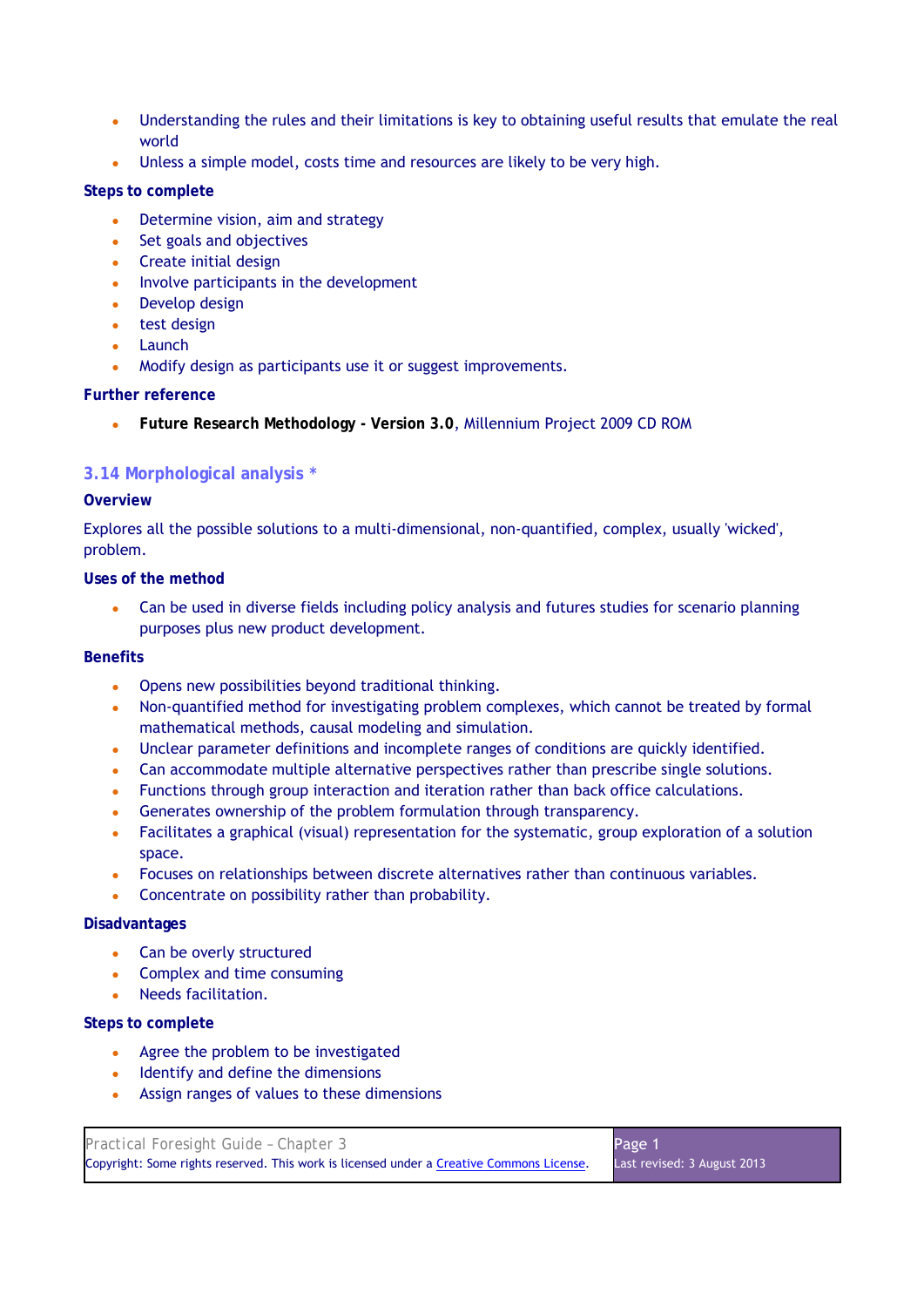- Understanding the rules and their limitations is key to obtaining useful results that emulate the real world
- Unless a simple model, costs time and resources are likely to be very high.

**Steps to complete**

- Determine vision, aim and strategy
- Set goals and objectives
- Create initial design
- Involve participants in the development
- Develop design
- test design
- Launch
- Modify design as participants use it or suggest improvements.

**Further reference**

- **Future Research Methodology - Version 3.0**, Millennium Project 2009 CD ROM

## 3.14 Morphological analysis *

**Overview**

Explores all the possible solutions to a multi-dimensional, non-quantified, complex, usually 'wicked', problem.

**Uses of the method**

- Can be used in diverse fields including policy analysis and futures studies for scenario planning purposes plus new product development.

**Benefits**

- Opens new possibilities beyond traditional thinking.
- Non-quantified method for investigating problem complexes, which cannot be treated by formal mathematical methods, causal modeling and simulation.
- Unclear parameter definitions and incomplete ranges of conditions are quickly identified.
- Can accommodate multiple alternative perspectives rather than prescribe single solutions.
- Functions through group interaction and iteration rather than back office calculations.
- Generates ownership of the problem formulation through transparency.
- Facilitates a graphical (visual) representation for the systematic, group exploration of a solution space.
- Focuses on relationships between discrete alternatives rather than continuous variables.
- Concentrate on possibility rather than probability.

**Disadvantages**

- Can be overly structured
- Complex and time consuming
- Needs facilitation.

**Steps to complete**

- Agree the problem to be investigated
- Identify and define the dimensions
- Assign ranges of values to these dimensions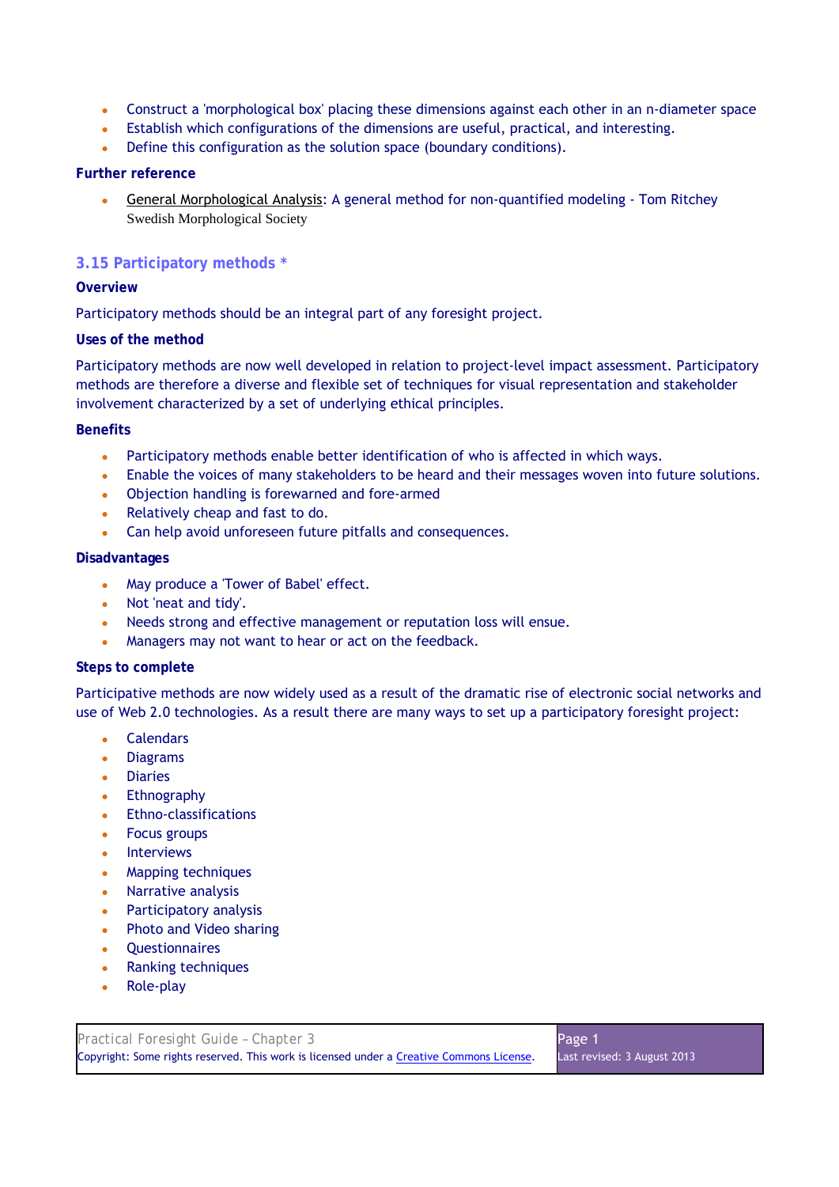- Construct a 'morphological box' placing these dimensions against each other in an n-diameter space
- Establish which configurations of the dimensions are useful, practical, and interesting.
- Define this configuration as the solution space (boundary conditions).

**Further reference**

- General Morphological Analysis: A general method for non-quantified modeling - Tom Ritchey Swedish Morphological Society

### 3.15 Participatory methods *

**Overview**

Participatory methods should be an integral part of any foresight project.

**Uses of the method**

Participatory methods are now well developed in relation to project-level impact assessment. Participatory methods are therefore a diverse and flexible set of techniques for visual representation and stakeholder involvement characterized by a set of underlying ethical principles.

**Benefits**

- Participatory methods enable better identification of who is affected in which ways.
- Enable the voices of many stakeholders to be heard and their messages woven into future solutions.
- Objection handling is forewarned and fore-armed
- Relatively cheap and fast to do.
- Can help avoid unforeseen future pitfalls and consequences.

**Disadvantages**

- May produce a 'Tower of Babel' effect.
- Not 'neat and tidy'.
- Needs strong and effective management or reputation loss will ensue.
- Managers may not want to hear or act on the feedback.

**Steps to complete**

Participative methods are now widely used as a result of the dramatic rise of electronic social networks and use of Web 2.0 technologies. As a result there are many ways to set up a participatory foresight project:

- Calendars
- Diagrams
- Diaries
- Ethnography
- Ethno-classifications
- Focus groups
- Interviews
- Mapping techniques
- Narrative analysis
- Participatory analysis
- Photo and Video sharing
- Questionnaires
- Ranking techniques
- Role-play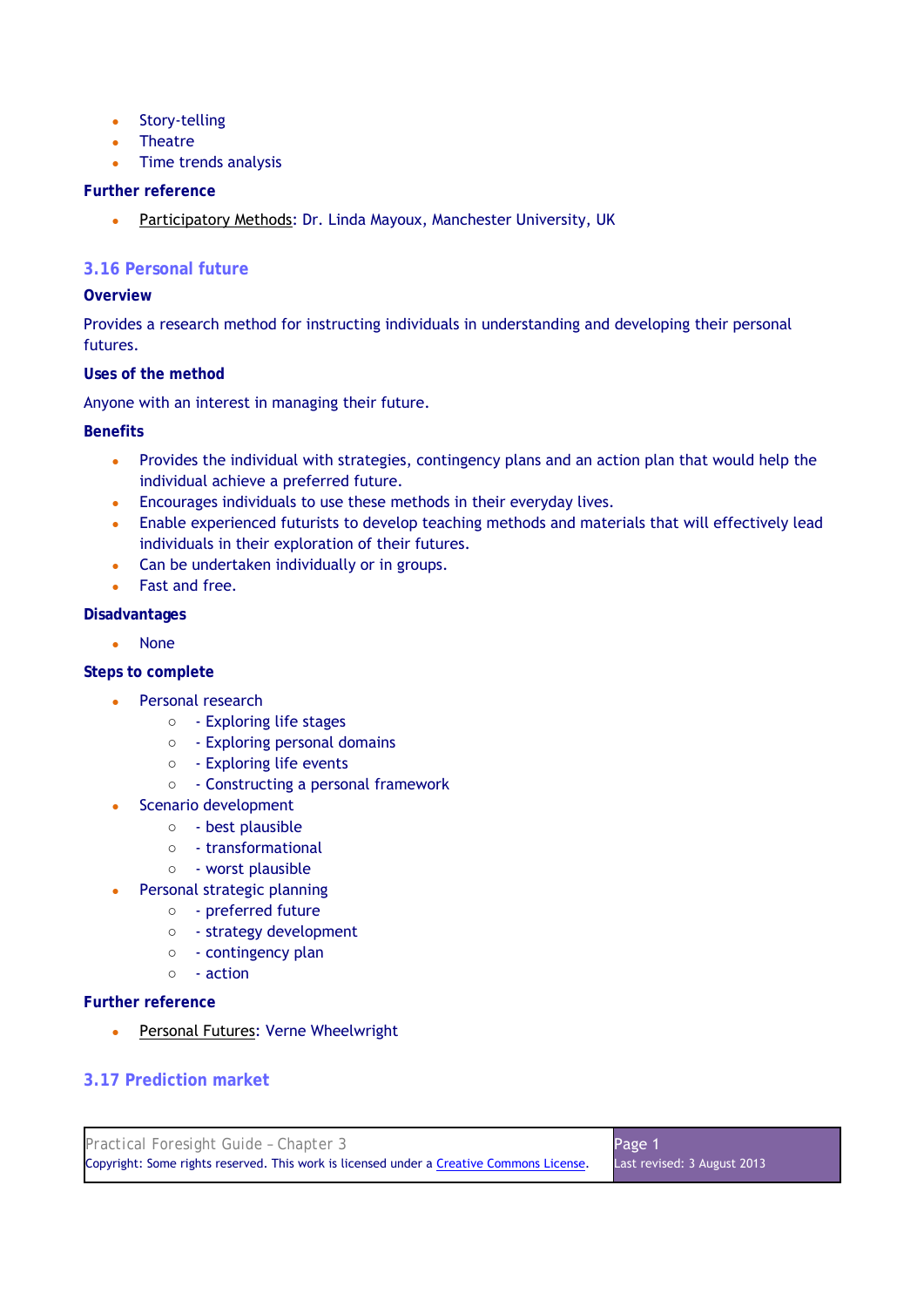- Story-telling
- Theatre
- Time trends analysis

**Further reference**

- Participatory Methods: Dr. Linda Mayoux, Manchester University, UK

## 3.16 Personal future

**Overview**

Provides a research method for instructing individuals in understanding and developing their personal futures.

**Uses of the method**

Anyone with an interest in managing their future.

**Benefits**

- Provides the individual with strategies, contingency plans and an action plan that would help the individual achieve a preferred future.
- Encourages individuals to use these methods in their everyday lives.
- Enable experienced futurists to develop teaching methods and materials that will effectively lead individuals in their exploration of their futures.
- Can be undertaken individually or in groups.
- Fast and free.

**Disadvantages**

- None

**Steps to complete**

- Personal research
  - - Exploring life stages
  - - Exploring personal domains
  - - Exploring life events
  - - Constructing a personal framework
- Scenario development
  - - best plausible
  - - transformational
  - - worst plausible
- Personal strategic planning
  - - preferred future
  - - strategy development
  - - contingency plan
  - - action

**Further reference**

- Personal Futures: Verne Wheelwright

## 3.17 Prediction market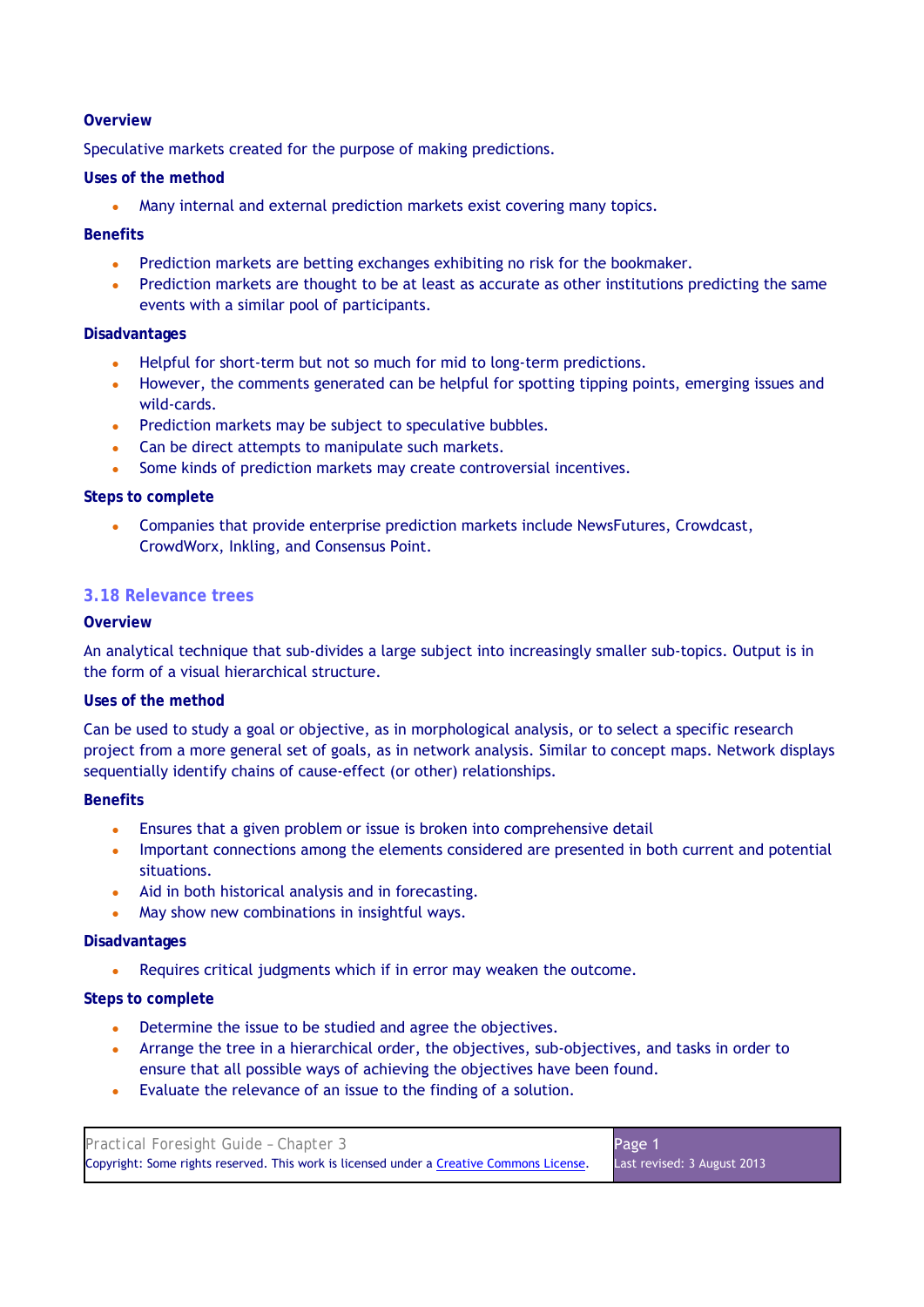**Overview**

Speculative markets created for the purpose of making predictions.

**Uses of the method**

- Many internal and external prediction markets exist covering many topics.

**Benefits**

- Prediction markets are betting exchanges exhibiting no risk for the bookmaker.
- Prediction markets are thought to be at least as accurate as other institutions predicting the same events with a similar pool of participants.

**Disadvantages**

- Helpful for short-term but not so much for mid to long-term predictions.
- However, the comments generated can be helpful for spotting tipping points, emerging issues and wild-cards.
- Prediction markets may be subject to speculative bubbles.
- Can be direct attempts to manipulate such markets.
- Some kinds of prediction markets may create controversial incentives.

**Steps to complete**

- Companies that provide enterprise prediction markets include NewsFutures, Crowdcast, CrowdWorx, Inkling, and Consensus Point.

### 3.18 Relevance trees

**Overview**

An analytical technique that sub-divides a large subject into increasingly smaller sub-topics. Output is in the form of a visual hierarchical structure.

**Uses of the method**

Can be used to study a goal or objective, as in morphological analysis, or to select a specific research project from a more general set of goals, as in network analysis. Similar to concept maps. Network displays sequentially identify chains of cause-effect (or other) relationships.

**Benefits**

- Ensures that a given problem or issue is broken into comprehensive detail
- Important connections among the elements considered are presented in both current and potential situations.
- Aid in both historical analysis and in forecasting.
- May show new combinations in insightful ways.

**Disadvantages**

- Requires critical judgments which if in error may weaken the outcome.

**Steps to complete**

- Determine the issue to be studied and agree the objectives.
- Arrange the tree in a hierarchical order, the objectives, sub-objectives, and tasks in order to ensure that all possible ways of achieving the objectives have been found.
- Evaluate the relevance of an issue to the finding of a solution.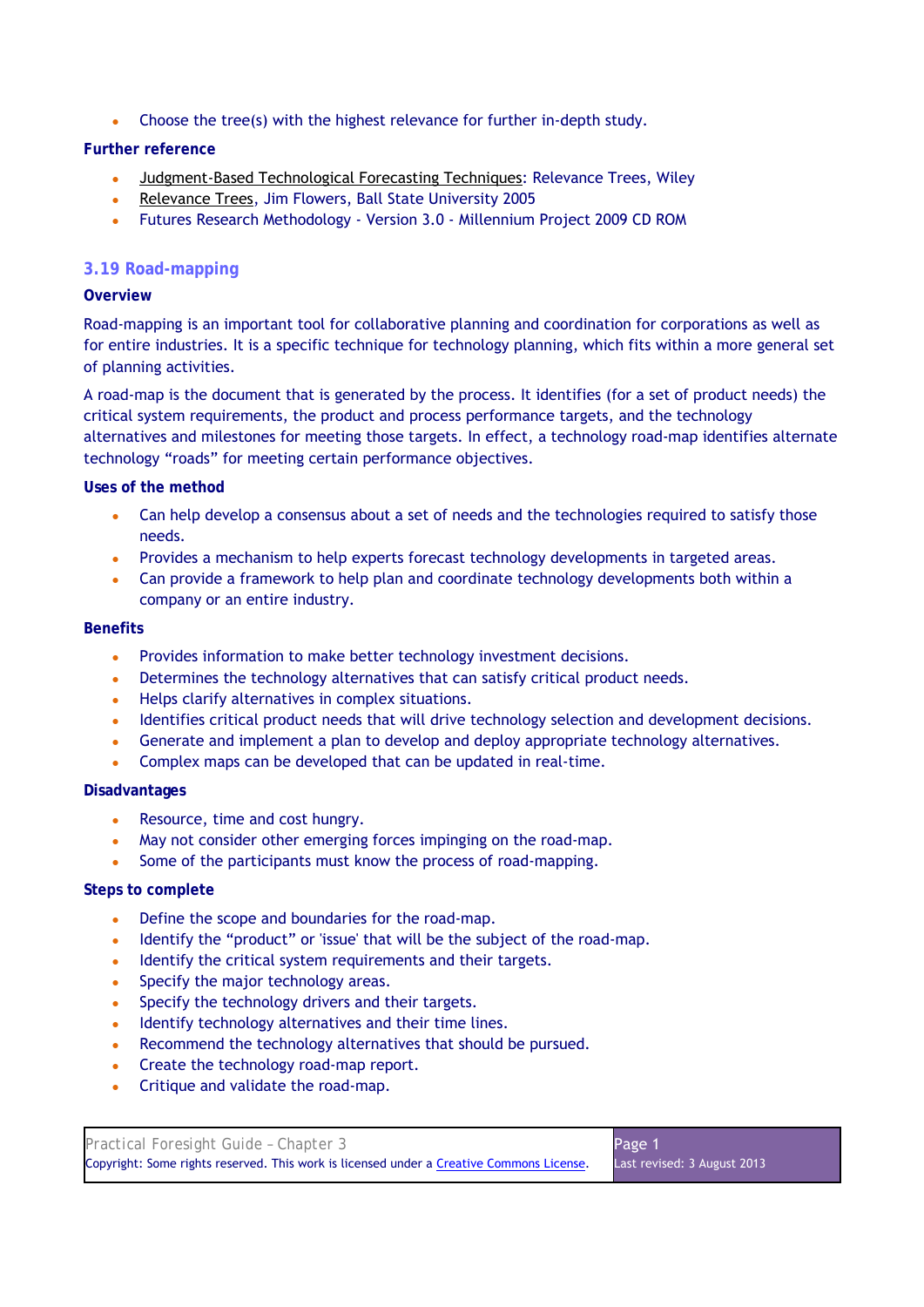- Choose the tree(s) with the highest relevance for further in-depth study.

**Further reference**

- Judgment-Based Technological Forecasting Techniques: Relevance Trees, Wiley
- Relevance Trees, Jim Flowers, Ball State University 2005
- Futures Research Methodology - Version 3.0 - Millennium Project 2009 CD ROM

## 3.19 Road-mapping

**Overview**

Road-mapping is an important tool for collaborative planning and coordination for corporations as well as for entire industries. It is a specific technique for technology planning, which fits within a more general set of planning activities.

A road-map is the document that is generated by the process. It identifies (for a set of product needs) the critical system requirements, the product and process performance targets, and the technology alternatives and milestones for meeting those targets. In effect, a technology road-map identifies alternate technology "roads" for meeting certain performance objectives.

**Uses of the method**

- Can help develop a consensus about a set of needs and the technologies required to satisfy those needs.
- Provides a mechanism to help experts forecast technology developments in targeted areas.
- Can provide a framework to help plan and coordinate technology developments both within a company or an entire industry.

**Benefits**

- Provides information to make better technology investment decisions.
- Determines the technology alternatives that can satisfy critical product needs.
- Helps clarify alternatives in complex situations.
- Identifies critical product needs that will drive technology selection and development decisions.
- Generate and implement a plan to develop and deploy appropriate technology alternatives.
- Complex maps can be developed that can be updated in real-time.

**Disadvantages**

- Resource, time and cost hungry.
- May not consider other emerging forces impinging on the road-map.
- Some of the participants must know the process of road-mapping.

**Steps to complete**

- Define the scope and boundaries for the road-map.
- Identify the "product" or 'issue' that will be the subject of the road-map.
- Identify the critical system requirements and their targets.
- Specify the major technology areas.
- Specify the technology drivers and their targets.
- Identify technology alternatives and their time lines.
- Recommend the technology alternatives that should be pursued.
- Create the technology road-map report.
- Critique and validate the road-map.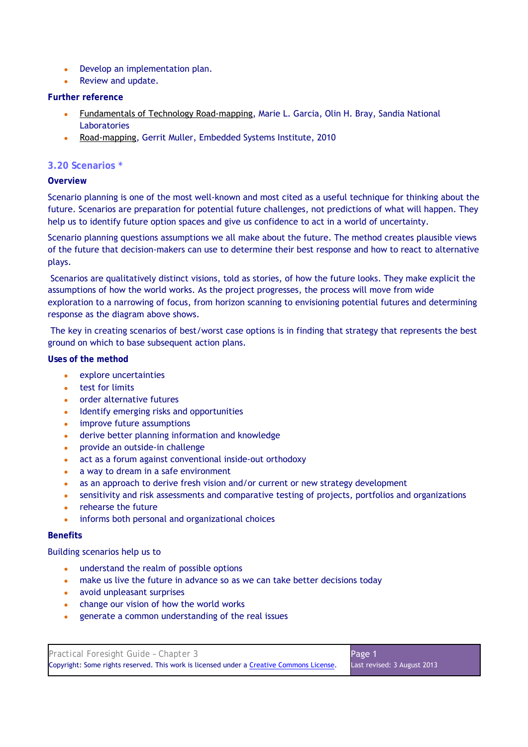- Develop an implementation plan.
- Review and update.

**Further reference**

- Fundamentals of Technology Road-mapping, Marie L. Garcia, Olin H. Bray, Sandia National Laboratories
- Road-mapping, Gerrit Muller, Embedded Systems Institute, 2010

### 3.20 Scenarios *

**Overview**

Scenario planning is one of the most well-known and most cited as a useful technique for thinking about the future. Scenarios are preparation for potential future challenges, not predictions of what will happen. They help us to identify future option spaces and give us confidence to act in a world of uncertainty.

Scenario planning questions assumptions we all make about the future. The method creates plausible views of the future that decision-makers can use to determine their best response and how to react to alternative plays.

Scenarios are qualitatively distinct visions, told as stories, of how the future looks. They make explicit the assumptions of how the world works. As the project progresses, the process will move from wide exploration to a narrowing of focus, from horizon scanning to envisioning potential futures and determining response as the diagram above shows.

The key in creating scenarios of best/worst case options is in finding that strategy that represents the best ground on which to base subsequent action plans.

**Uses of the method**

- explore uncertainties
- test for limits
- order alternative futures
- Identify emerging risks and opportunities
- improve future assumptions
- derive better planning information and knowledge
- provide an outside-in challenge
- act as a forum against conventional inside-out orthodoxy
- a way to dream in a safe environment
- as an approach to derive fresh vision and/or current or new strategy development
- sensitivity and risk assessments and comparative testing of projects, portfolios and organizations
- rehearse the future
- informs both personal and organizational choices

**Benefits**

Building scenarios help us to

- understand the realm of possible options
- make us live the future in advance so as we can take better decisions today
- avoid unpleasant surprises
- change our vision of how the world works
- generate a common understanding of the real issues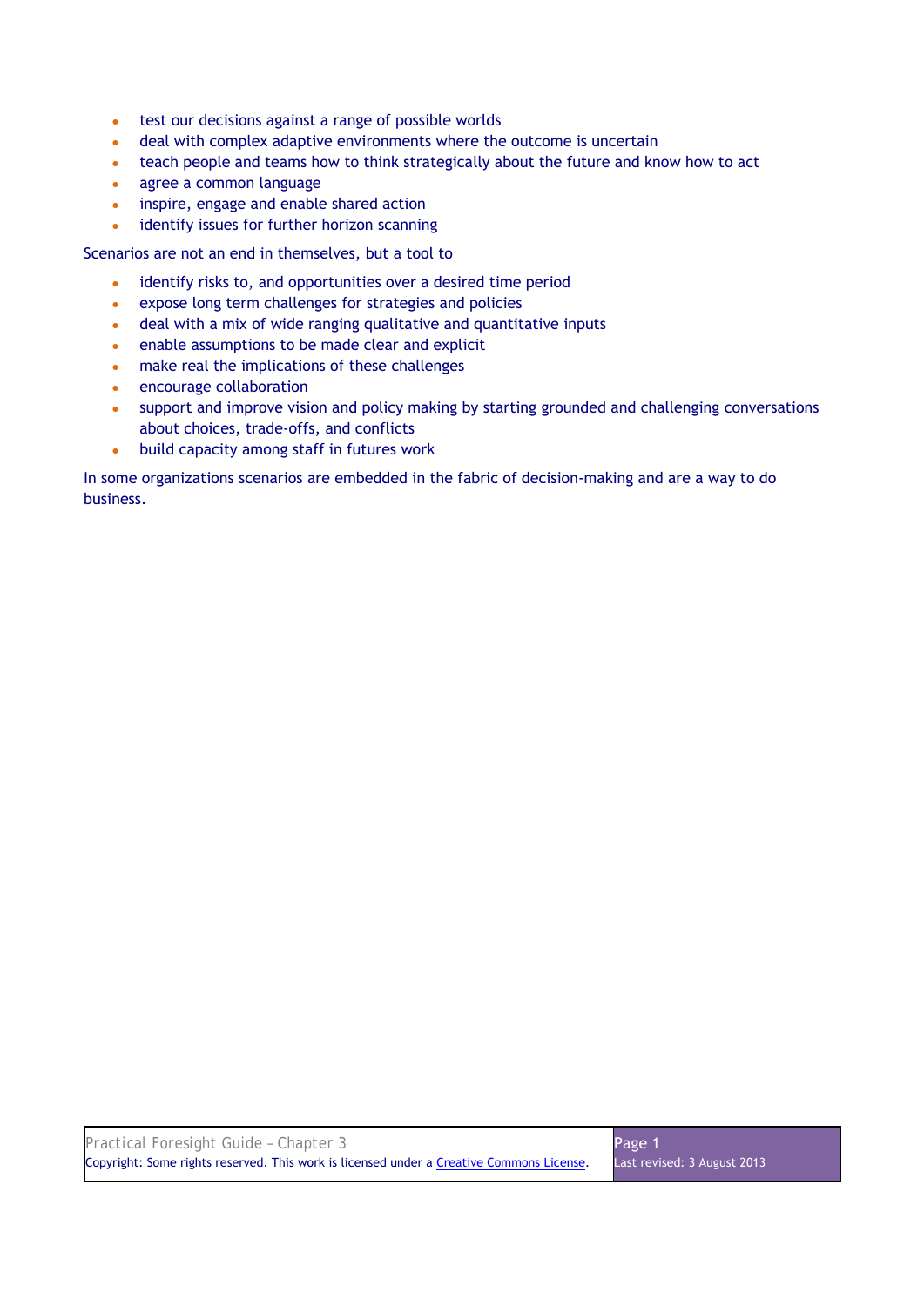- test our decisions against a range of possible worlds
- deal with complex adaptive environments where the outcome is uncertain
- teach people and teams how to think strategically about the future and know how to act
- agree a common language
- inspire, engage and enable shared action
- identify issues for further horizon scanning

Scenarios are not an end in themselves, but a tool to

- identify risks to, and opportunities over a desired time period
- expose long term challenges for strategies and policies
- deal with a mix of wide ranging qualitative and quantitative inputs
- enable assumptions to be made clear and explicit
- make real the implications of these challenges
- encourage collaboration
- support and improve vision and policy making by starting grounded and challenging conversations about choices, trade-offs, and conflicts
- build capacity among staff in futures work

In some organizations scenarios are embedded in the fabric of decision-making and are a way to do business.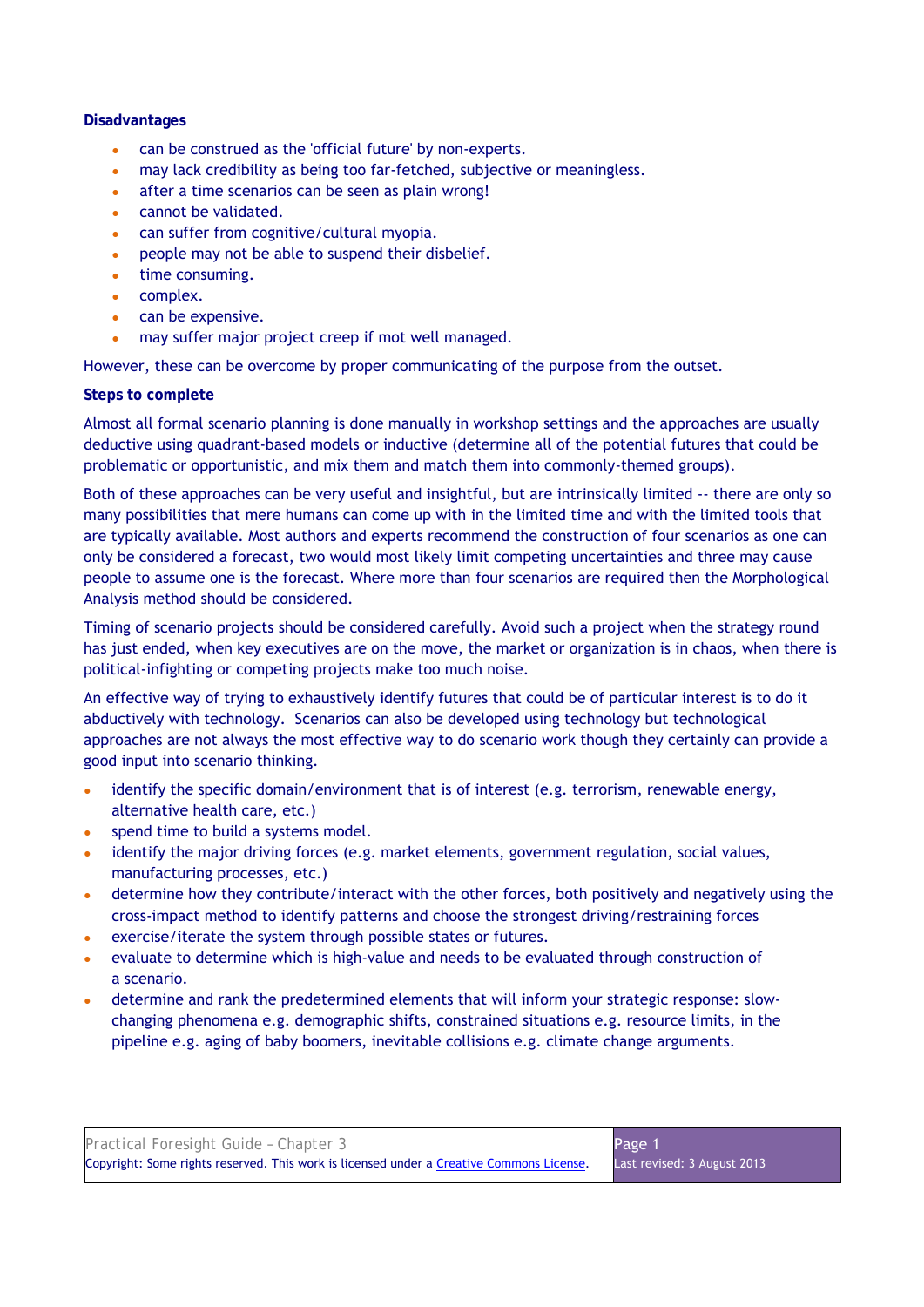**Disadvantages**

- can be construed as the 'official future' by non-experts.
- may lack credibility as being too far-fetched, subjective or meaningless.
- after a time scenarios can be seen as plain wrong!
- cannot be validated.
- can suffer from cognitive/cultural myopia.
- people may not be able to suspend their disbelief.
- time consuming.
- complex.
- can be expensive.
- may suffer major project creep if mot well managed.

However, these can be overcome by proper communicating of the purpose from the outset.

**Steps to complete**

Almost all formal scenario planning is done manually in workshop settings and the approaches are usually deductive using quadrant-based models or inductive (determine all of the potential futures that could be problematic or opportunistic, and mix them and match them into commonly-themed groups).

Both of these approaches can be very useful and insightful, but are intrinsically limited -- there are only so many possibilities that mere humans can come up with in the limited time and with the limited tools that are typically available. Most authors and experts recommend the construction of four scenarios as one can only be considered a forecast, two would most likely limit competing uncertainties and three may cause people to assume one is the forecast. Where more than four scenarios are required then the Morphological Analysis method should be considered.

Timing of scenario projects should be considered carefully. Avoid such a project when the strategy round has just ended, when key executives are on the move, the market or organization is in chaos, when there is political-infighting or competing projects make too much noise.

An effective way of trying to exhaustively identify futures that could be of particular interest is to do it abductively with technology. Scenarios can also be developed using technology but technological approaches are not always the most effective way to do scenario work though they certainly can provide a good input into scenario thinking.

- identify the specific domain/environment that is of interest (e.g. terrorism, renewable energy, alternative health care, etc.)
- spend time to build a systems model.
- identify the major driving forces (e.g. market elements, government regulation, social values, manufacturing processes, etc.)
- determine how they contribute/interact with the other forces, both positively and negatively using the cross-impact method to identify patterns and choose the strongest driving/restraining forces
- exercise/iterate the system through possible states or futures.
- evaluate to determine which is high-value and needs to be evaluated through construction of a scenario.
- determine and rank the predetermined elements that will inform your strategic response: slow-changing phenomena e.g. demographic shifts, constrained situations e.g. resource limits, in the pipeline e.g. aging of baby boomers, inevitable collisions e.g. climate change arguments.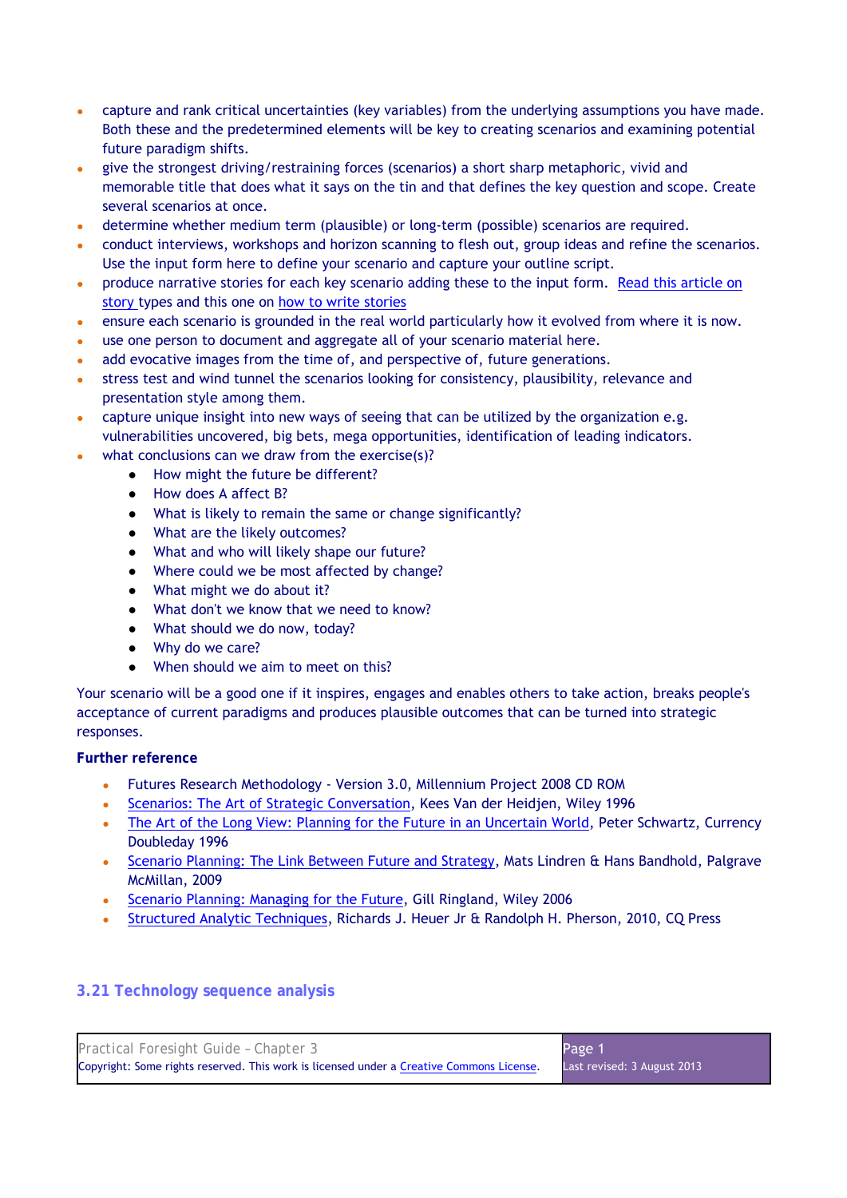- capture and rank critical uncertainties (key variables) from the underlying assumptions you have made. Both these and the predetermined elements will be key to creating scenarios and examining potential future paradigm shifts.
- give the strongest driving/restraining forces (scenarios) a short sharp metaphoric, vivid and memorable title that does what it says on the tin and that defines the key question and scope. Create several scenarios at once.
- determine whether medium term (plausible) or long-term (possible) scenarios are required.
- conduct interviews, workshops and horizon scanning to flesh out, group ideas and refine the scenarios. Use the input form here to define your scenario and capture your outline script.
- produce narrative stories for each key scenario adding these to the input form. Read this article on story types and this one on how to write stories
- ensure each scenario is grounded in the real world particularly how it evolved from where it is now.
- use one person to document and aggregate all of your scenario material here.
- add evocative images from the time of, and perspective of, future generations.
- stress test and wind tunnel the scenarios looking for consistency, plausibility, relevance and presentation style among them.
- capture unique insight into new ways of seeing that can be utilized by the organization e.g. vulnerabilities uncovered, big bets, mega opportunities, identification of leading indicators.
- what conclusions can we draw from the exercise(s)?
  - How might the future be different?
  - How does A affect B?
  - What is likely to remain the same or change significantly?
  - What are the likely outcomes?
  - What and who will likely shape our future?
  - Where could we be most affected by change?
  - What might we do about it?
  - What don't we know that we need to know?
  - What should we do now, today?
  - Why do we care?
  - When should we aim to meet on this?

Your scenario will be a good one if it inspires, engages and enables others to take action, breaks people's acceptance of current paradigms and produces plausible outcomes that can be turned into strategic responses.

**Further reference**

- Futures Research Methodology - Version 3.0, Millennium Project 2008 CD ROM
- Scenarios: The Art of Strategic Conversation, Kees Van der Heidjen, Wiley 1996
- The Art of the Long View: Planning for the Future in an Uncertain World, Peter Schwartz, Currency Doubleday 1996
- Scenario Planning: The Link Between Future and Strategy, Mats Lindren & Hans Bandhold, Palgrave McMillan, 2009
- Scenario Planning: Managing for the Future, Gill Ringland, Wiley 2006
- Structured Analytic Techniques, Richards J. Heuer Jr & Randolph H. Pherson, 2010, CQ Press

### 3.21 Technology sequence analysis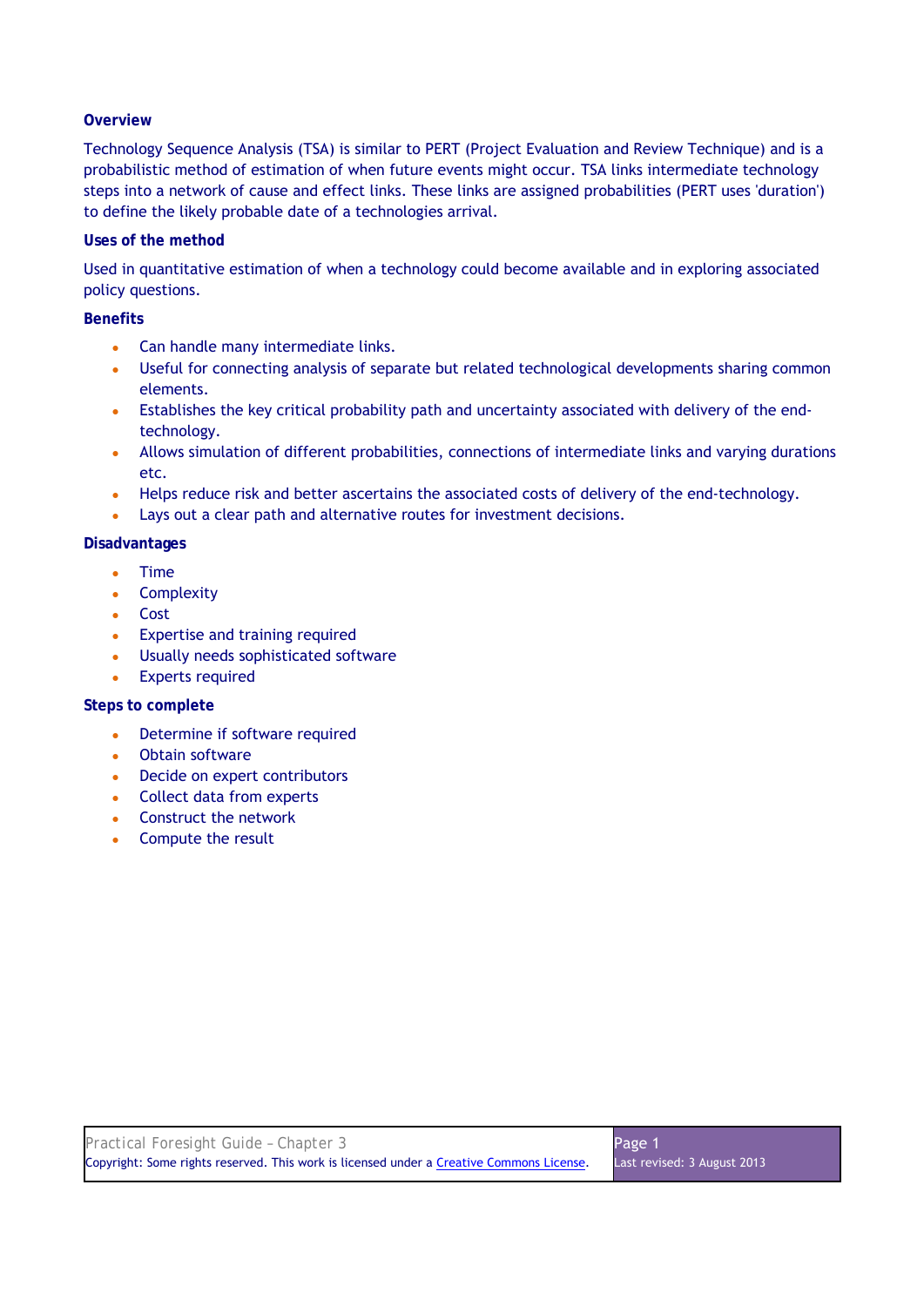### Overview

Technology Sequence Analysis (TSA) is similar to PERT (Project Evaluation and Review Technique) and is a probabilistic method of estimation of when future events might occur. TSA links intermediate technology steps into a network of cause and effect links. These links are assigned probabilities (PERT uses 'duration') to define the likely probable date of a technologies arrival.

### Uses of the method

Used in quantitative estimation of when a technology could become available and in exploring associated policy questions.

### Benefits

- Can handle many intermediate links.
- Useful for connecting analysis of separate but related technological developments sharing common elements.
- Establishes the key critical probability path and uncertainty associated with delivery of the end-technology.
- Allows simulation of different probabilities, connections of intermediate links and varying durations etc.
- Helps reduce risk and better ascertains the associated costs of delivery of the end-technology.
- Lays out a clear path and alternative routes for investment decisions.

### Disadvantages

- Time
- Complexity
- Cost
- Expertise and training required
- Usually needs sophisticated software
- Experts required

### Steps to complete

- Determine if software required
- Obtain software
- Decide on expert contributors
- Collect data from experts
- Construct the network
- Compute the result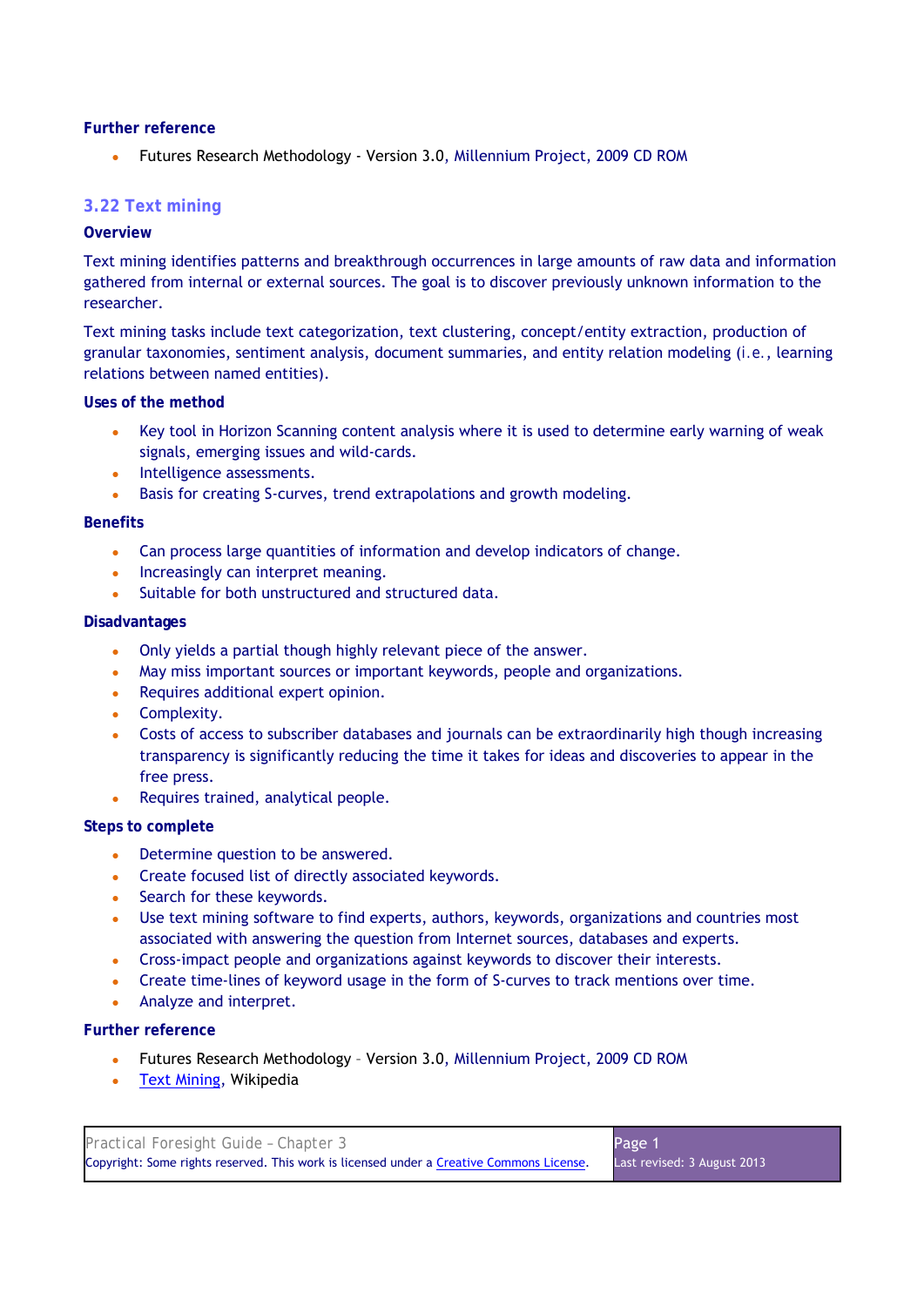**Further reference**

- Futures Research Methodology - Version 3.0, Millennium Project, 2009 CD ROM

## 3.22 Text mining

**Overview**

Text mining identifies patterns and breakthrough occurrences in large amounts of raw data and information gathered from internal or external sources. The goal is to discover previously unknown information to the researcher.

Text mining tasks include text categorization, text clustering, concept/entity extraction, production of granular taxonomies, sentiment analysis, document summaries, and entity relation modeling (i.e., learning relations between named entities).

**Uses of the method**

- Key tool in Horizon Scanning content analysis where it is used to determine early warning of weak signals, emerging issues and wild-cards.
- Intelligence assessments.
- Basis for creating S-curves, trend extrapolations and growth modeling.

**Benefits**

- Can process large quantities of information and develop indicators of change.
- Increasingly can interpret meaning.
- Suitable for both unstructured and structured data.

**Disadvantages**

- Only yields a partial though highly relevant piece of the answer.
- May miss important sources or important keywords, people and organizations.
- Requires additional expert opinion.
- Complexity.
- Costs of access to subscriber databases and journals can be extraordinarily high though increasing transparency is significantly reducing the time it takes for ideas and discoveries to appear in the free press.
- Requires trained, analytical people.

**Steps to complete**

- Determine question to be answered.
- Create focused list of directly associated keywords.
- Search for these keywords.
- Use text mining software to find experts, authors, keywords, organizations and countries most associated with answering the question from Internet sources, databases and experts.
- Cross-impact people and organizations against keywords to discover their interests.
- Create time-lines of keyword usage in the form of S-curves to track mentions over time.
- Analyze and interpret.

**Further reference**

- Futures Research Methodology – Version 3.0, Millennium Project, 2009 CD ROM
- Text Mining, Wikipedia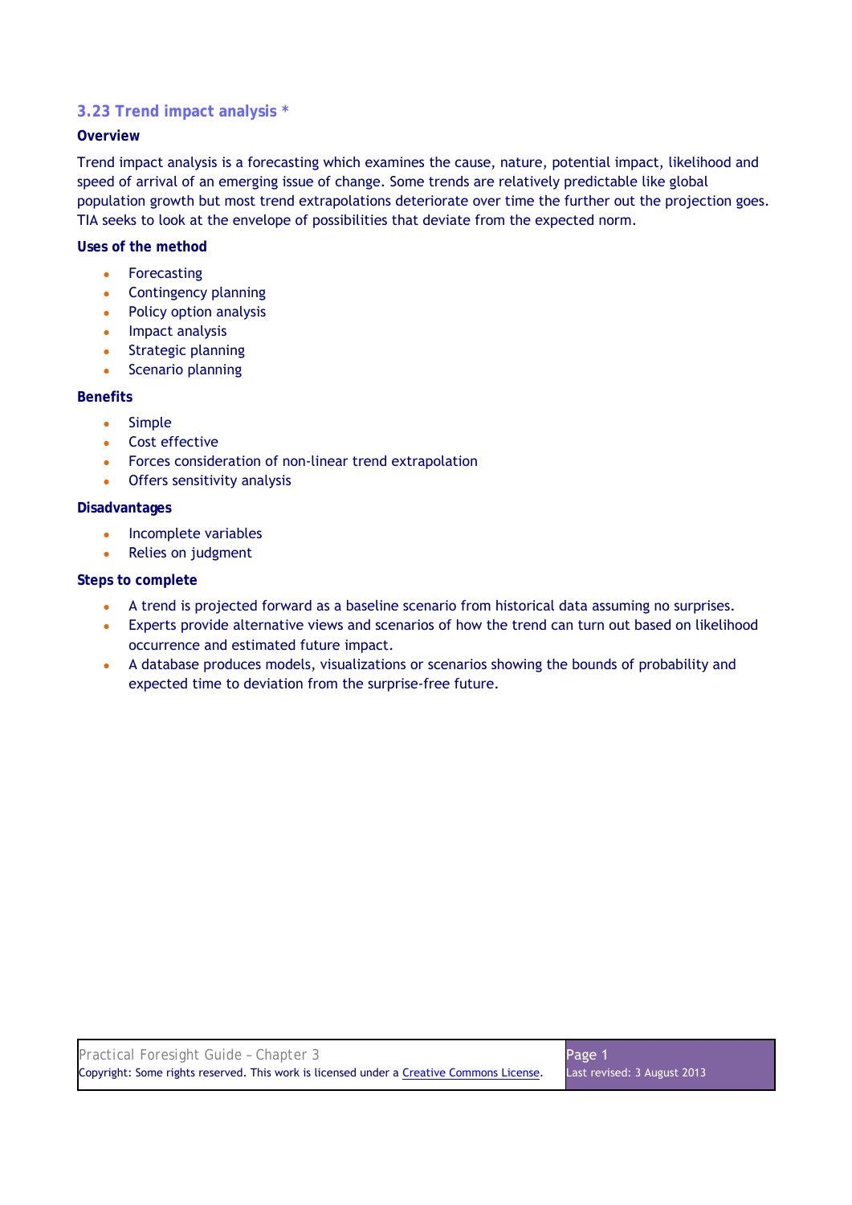### 3.23 Trend impact analysis *

**Overview**

Trend impact analysis is a forecasting which examines the cause, nature, potential impact, likelihood and speed of arrival of an emerging issue of change. Some trends are relatively predictable like global population growth but most trend extrapolations deteriorate over time the further out the projection goes. TIA seeks to look at the envelope of possibilities that deviate from the expected norm.

**Uses of the method**

- Forecasting
- Contingency planning
- Policy option analysis
- Impact analysis
- Strategic planning
- Scenario planning

**Benefits**

- Simple
- Cost effective
- Forces consideration of non-linear trend extrapolation
- Offers sensitivity analysis

**Disadvantages**

- Incomplete variables
- Relies on judgment

**Steps to complete**

- A trend is projected forward as a baseline scenario from historical data assuming no surprises.
- Experts provide alternative views and scenarios of how the trend can turn out based on likelihood occurrence and estimated future impact.
- A database produces models, visualizations or scenarios showing the bounds of probability and expected time to deviation from the surprise-free future.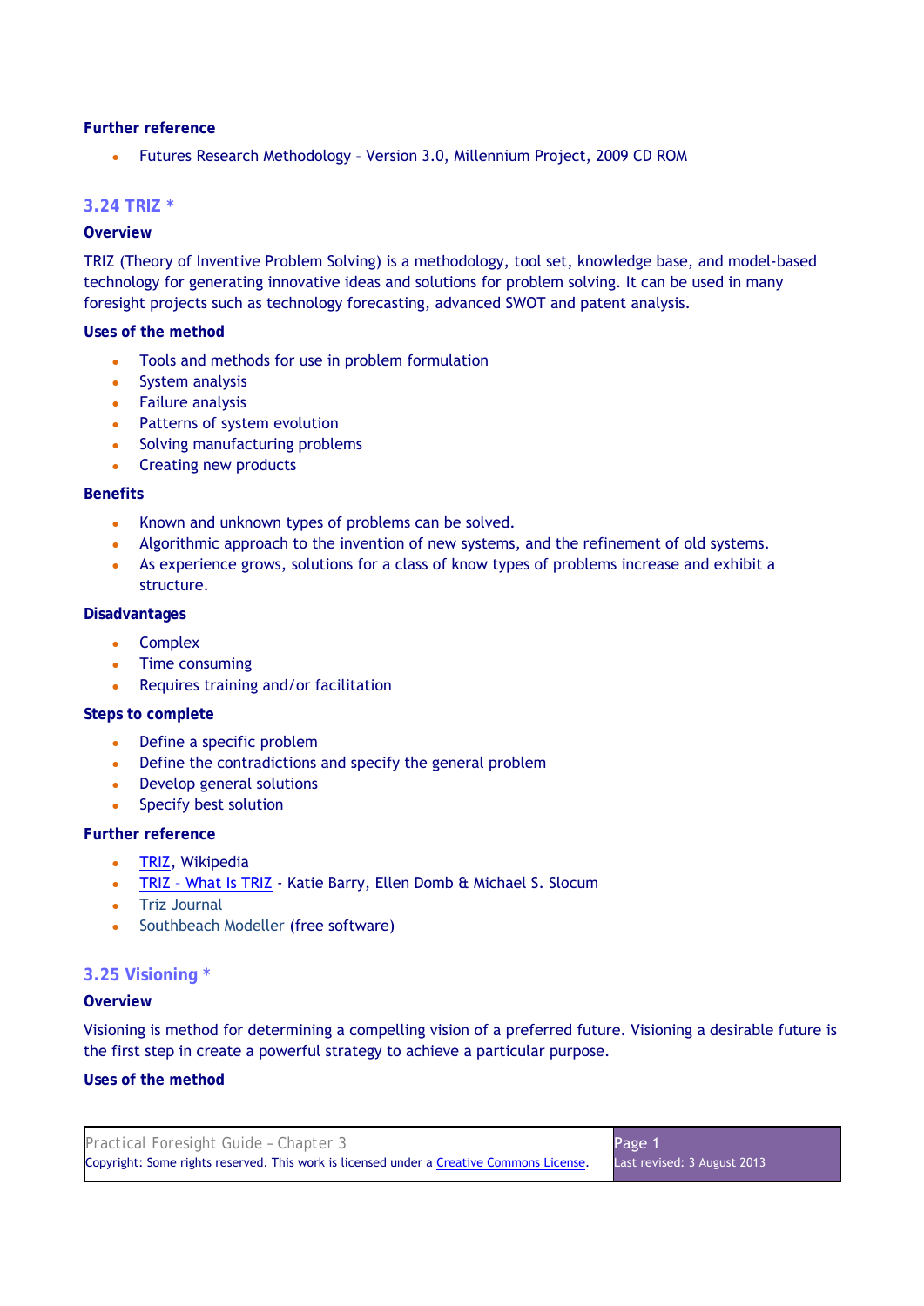#### Further reference

- Futures Research Methodology – Version 3.0, Millennium Project, 2009 CD ROM

### 3.24 TRIZ *

#### Overview

TRIZ (Theory of Inventive Problem Solving) is a methodology, tool set, knowledge base, and model-based technology for generating innovative ideas and solutions for problem solving. It can be used in many foresight projects such as technology forecasting, advanced SWOT and patent analysis.

#### Uses of the method

- Tools and methods for use in problem formulation
- System analysis
- Failure analysis
- Patterns of system evolution
- Solving manufacturing problems
- Creating new products

#### Benefits

- Known and unknown types of problems can be solved.
- Algorithmic approach to the invention of new systems, and the refinement of old systems.
- As experience grows, solutions for a class of know types of problems increase and exhibit a structure.

#### Disadvantages

- Complex
- Time consuming
- Requires training and/or facilitation

#### Steps to complete

- Define a specific problem
- Define the contradictions and specify the general problem
- Develop general solutions
- Specify best solution

#### Further reference

- TRIZ, Wikipedia
- TRIZ – What Is TRIZ - Katie Barry, Ellen Domb & Michael S. Slocum
- Triz Journal
- Southbeach Modeller (free software)

### 3.25 Visioning *

#### Overview

Visioning is method for determining a compelling vision of a preferred future. Visioning a desirable future is the first step in create a powerful strategy to achieve a particular purpose.

#### Uses of the method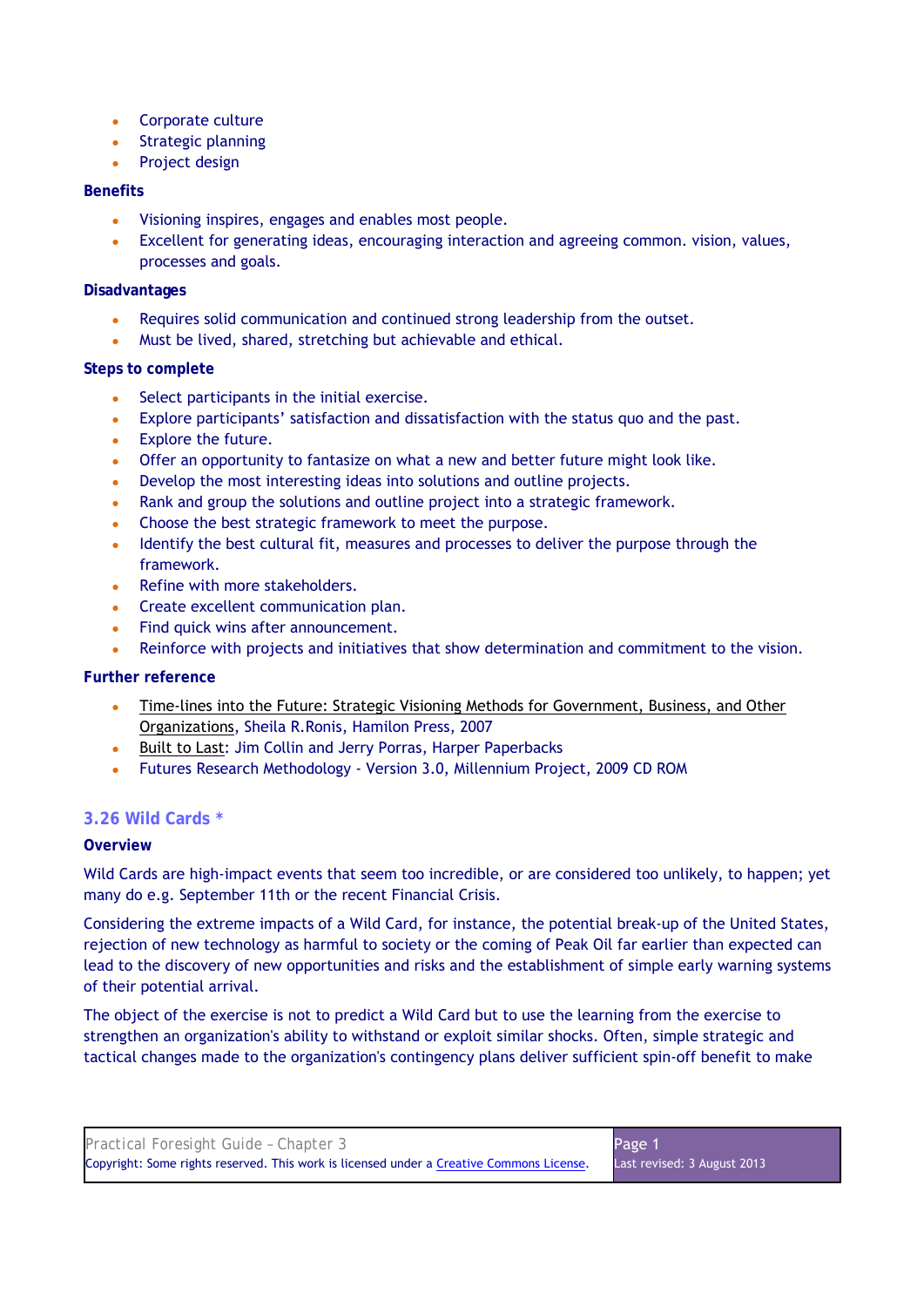- Corporate culture
- Strategic planning
- Project design

**Benefits**

- Visioning inspires, engages and enables most people.
- Excellent for generating ideas, encouraging interaction and agreeing common. vision, values, processes and goals.

**Disadvantages**

- Requires solid communication and continued strong leadership from the outset.
- Must be lived, shared, stretching but achievable and ethical.

**Steps to complete**

- Select participants in the initial exercise.
- Explore participants' satisfaction and dissatisfaction with the status quo and the past.
- Explore the future.
- Offer an opportunity to fantasize on what a new and better future might look like.
- Develop the most interesting ideas into solutions and outline projects.
- Rank and group the solutions and outline project into a strategic framework.
- Choose the best strategic framework to meet the purpose.
- Identify the best cultural fit, measures and processes to deliver the purpose through the framework.
- Refine with more stakeholders.
- Create excellent communication plan.
- Find quick wins after announcement.
- Reinforce with projects and initiatives that show determination and commitment to the vision.

**Further reference**

- Time-lines into the Future: Strategic Visioning Methods for Government, Business, and Other Organizations, Sheila R.Ronis, Hamilon Press, 2007
- Built to Last: Jim Collin and Jerry Porras, Harper Paperbacks
- Futures Research Methodology - Version 3.0, Millennium Project, 2009 CD ROM

## 3.26 Wild Cards *

**Overview**

Wild Cards are high-impact events that seem too incredible, or are considered too unlikely, to happen; yet many do e.g. September 11th or the recent Financial Crisis.

Considering the extreme impacts of a Wild Card, for instance, the potential break-up of the United States, rejection of new technology as harmful to society or the coming of Peak Oil far earlier than expected can lead to the discovery of new opportunities and risks and the establishment of simple early warning systems of their potential arrival.

The object of the exercise is not to predict a Wild Card but to use the learning from the exercise to strengthen an organization's ability to withstand or exploit similar shocks. Often, simple strategic and tactical changes made to the organization's contingency plans deliver sufficient spin-off benefit to make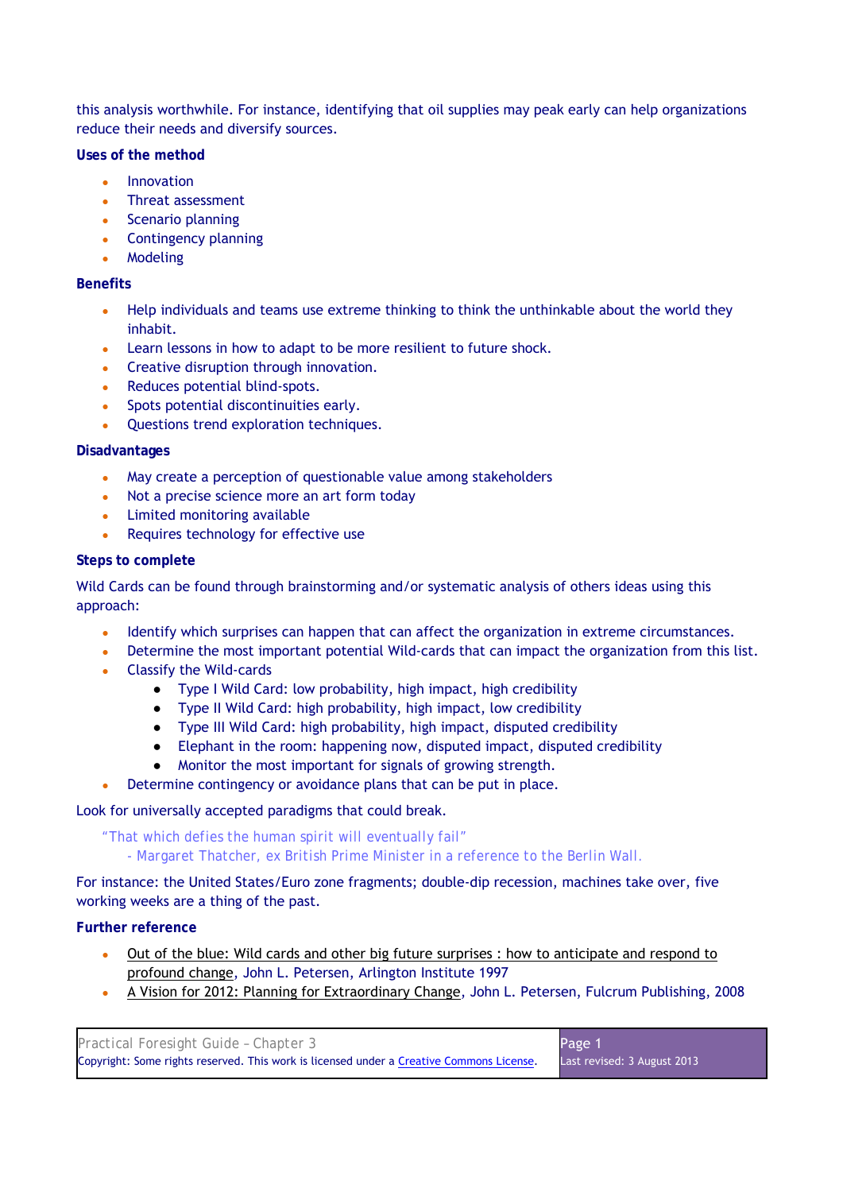this analysis worthwhile. For instance, identifying that oil supplies may peak early can help organizations reduce their needs and diversify sources.

**Uses of the method**

- Innovation
- Threat assessment
- Scenario planning
- Contingency planning
- Modeling

**Benefits**

- Help individuals and teams use extreme thinking to think the unthinkable about the world they inhabit.
- Learn lessons in how to adapt to be more resilient to future shock.
- Creative disruption through innovation.
- Reduces potential blind-spots.
- Spots potential discontinuities early.
- Questions trend exploration techniques.

**Disadvantages**

- May create a perception of questionable value among stakeholders
- Not a precise science more an art form today
- Limited monitoring available
- Requires technology for effective use

**Steps to complete**

Wild Cards can be found through brainstorming and/or systematic analysis of others ideas using this approach:

- Identify which surprises can happen that can affect the organization in extreme circumstances.
- Determine the most important potential Wild-cards that can impact the organization from this list.
- Classify the Wild-cards
  - Type I Wild Card: low probability, high impact, high credibility
  - Type II Wild Card: high probability, high impact, low credibility
  - Type III Wild Card: high probability, high impact, disputed credibility
  - Elephant in the room: happening now, disputed impact, disputed credibility
  - Monitor the most important for signals of growing strength.
- Determine contingency or avoidance plans that can be put in place.

Look for universally accepted paradigms that could break.

> "That which defies the human spirit will eventually fail"
>
> - Margaret Thatcher, ex British Prime Minister in a reference to the Berlin Wall.

For instance: the United States/Euro zone fragments; double-dip recession, machines take over, five working weeks are a thing of the past.

**Further reference**

- Out of the blue: Wild cards and other big future surprises : how to anticipate and respond to profound change, John L. Petersen, Arlington Institute 1997
- A Vision for 2012: Planning for Extraordinary Change, John L. Petersen, Fulcrum Publishing, 2008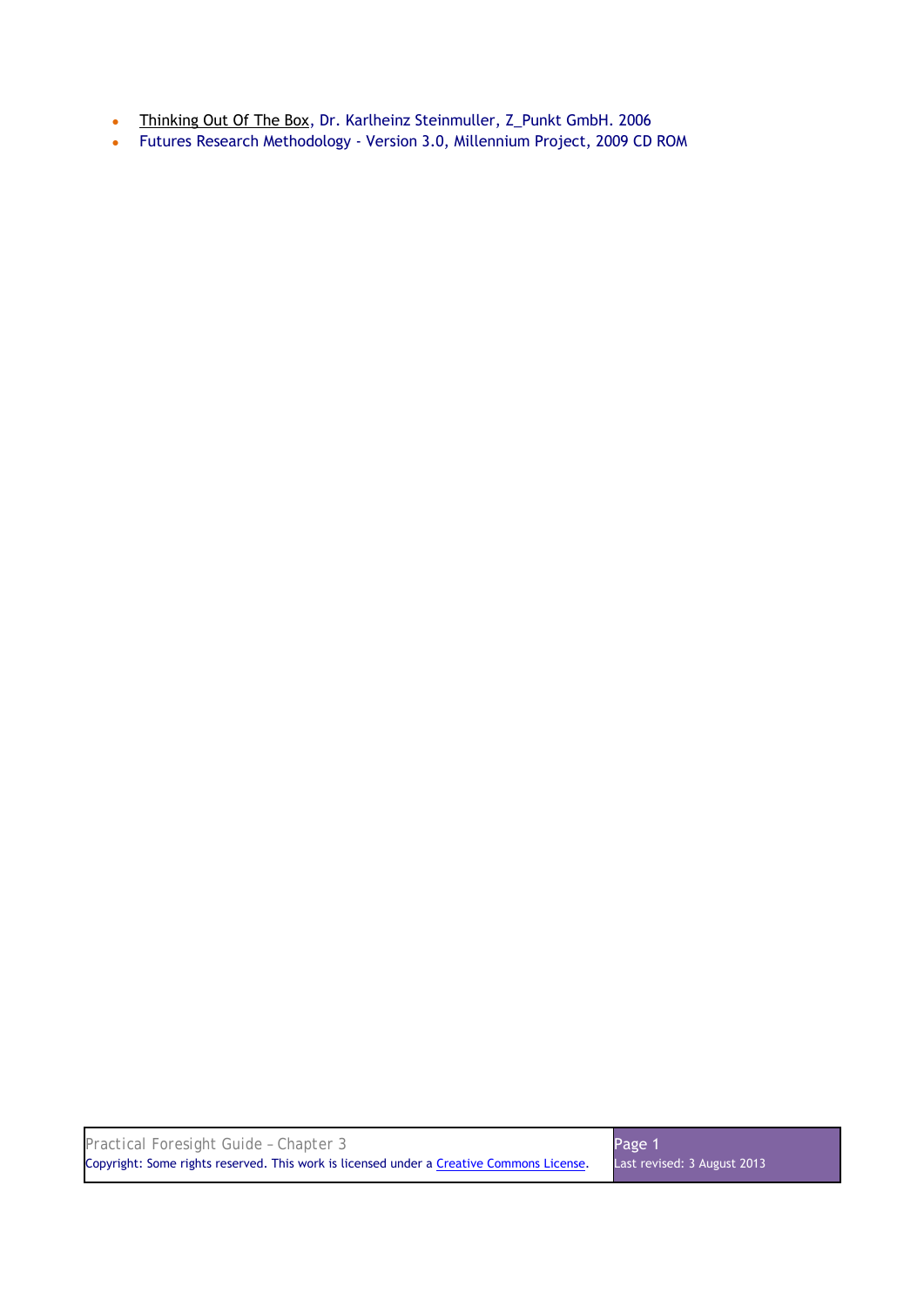- Thinking Out Of The Box, Dr. Karlheinz Steinmuller, Z_Punkt GmbH. 2006
- Futures Research Methodology - Version 3.0, Millennium Project, 2009 CD ROM